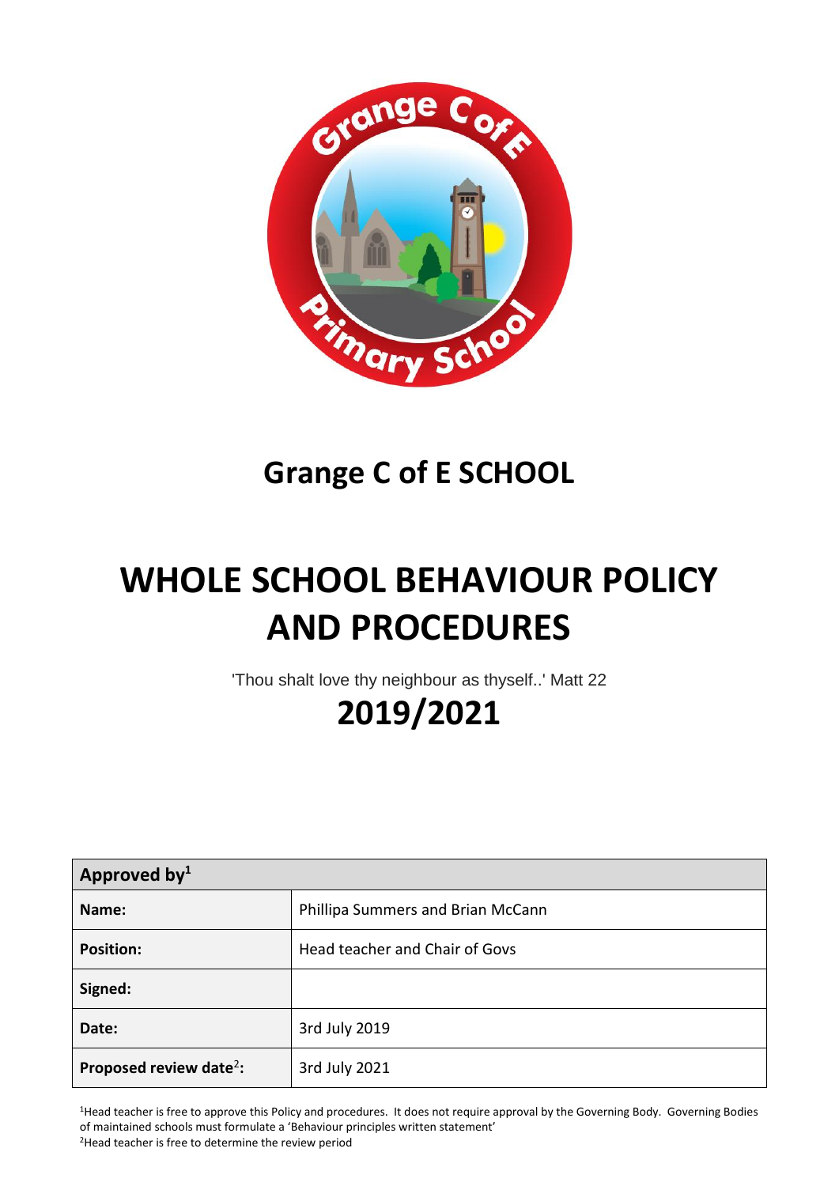# Grange C of E SCHOOL

# WHOLE SCHOOL BEHAVIOUR POLICY AND PROCEDURES

'Thou shalt love thy neighbour as thyself..' Matt 22

## 2019/2021

| Approved by[1] | |
|---|---|
| **Name:** | Phillipa Summers and Brian McCann |
| **Position:** | Head teacher and Chair of Govs |
| **Signed:** | |
| **Date:** | 3rd July 2019 |
| **Proposed review date[2]:** | 3rd July 2021 |

[1]Head teacher is free to approve this Policy and procedures. It does not require approval by the Governing Body. Governing Bodies of maintained schools must formulate a 'Behaviour principles written statement'

[2]Head teacher is free to determine the review period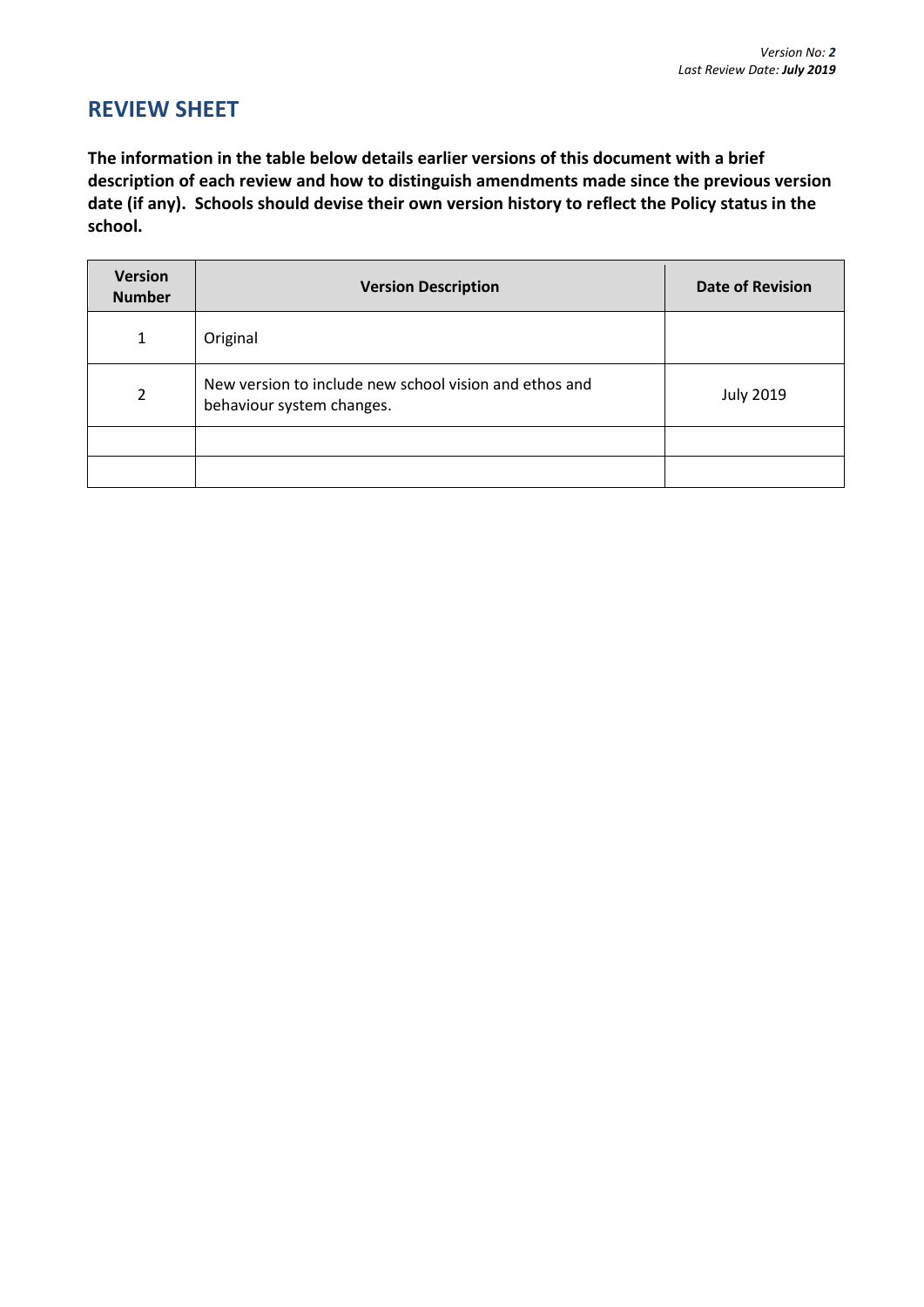*Version No: **2***
*Last Review Date: **July 2019***

## REVIEW SHEET

**The information in the table below details earlier versions of this document with a brief description of each review and how to distinguish amendments made since the previous version date (if any). Schools should devise their own version history to reflect the Policy status in the school.**

| Version Number | Version Description | Date of Revision |
|---|---|---|
| 1 | Original | |
| 2 | New version to include new school vision and ethos and behaviour system changes. | July 2019 |
| | | |
| | | |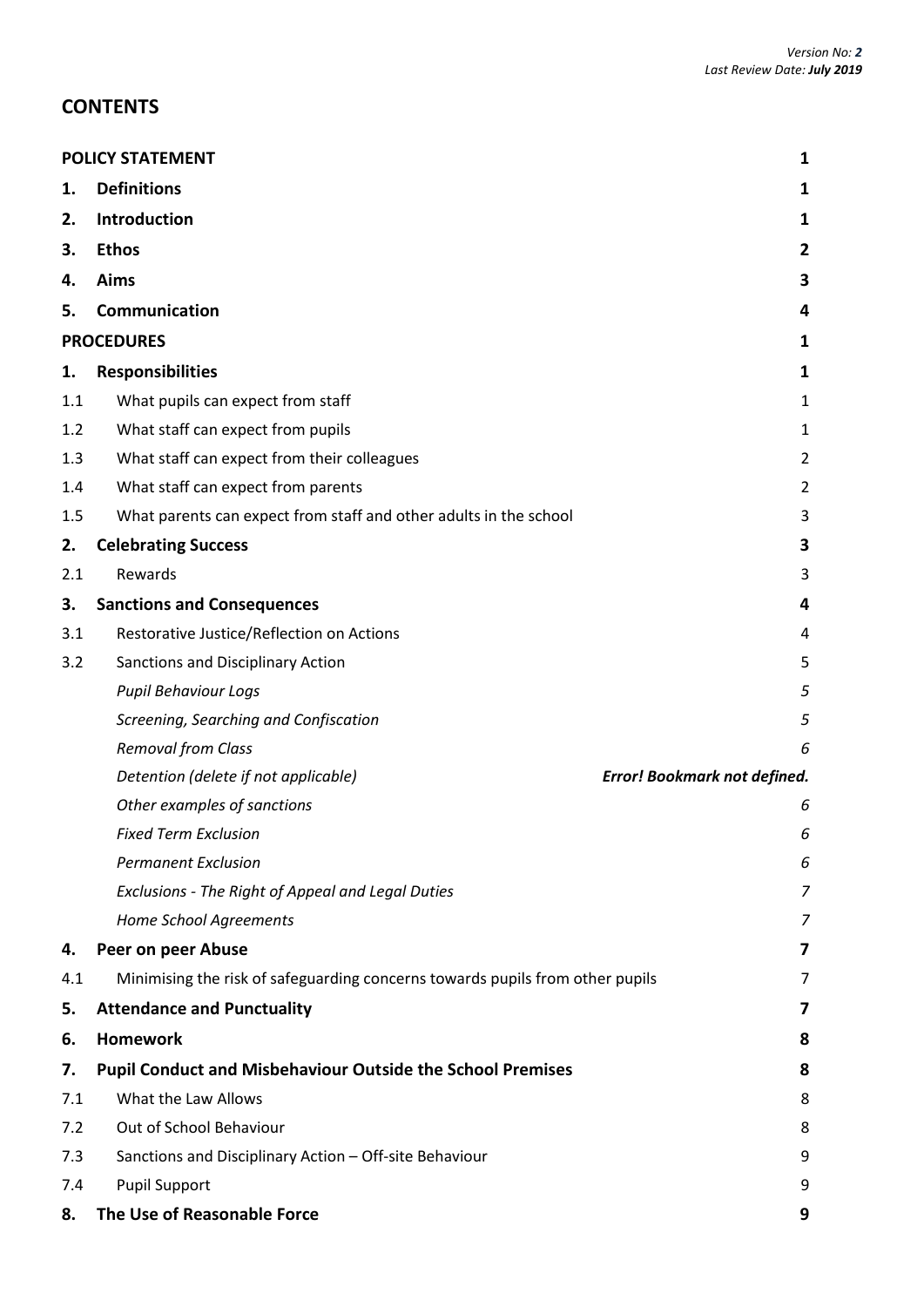## CONTENTS

| | | |
|---|---|---|
| **POLICY STATEMENT** | | **1** |
| **1.** | **Definitions** | **1** |
| **2.** | **Introduction** | **1** |
| **3.** | **Ethos** | **2** |
| **4.** | **Aims** | **3** |
| **5.** | **Communication** | **4** |
| **PROCEDURES** | | **1** |
| **1.** | **Responsibilities** | **1** |
| 1.1 | What pupils can expect from staff | 1 |
| 1.2 | What staff can expect from pupils | 1 |
| 1.3 | What staff can expect from their colleagues | 2 |
| 1.4 | What staff can expect from parents | 2 |
| 1.5 | What parents can expect from staff and other adults in the school | 3 |
| **2.** | **Celebrating Success** | **3** |
| 2.1 | Rewards | 3 |
| **3.** | **Sanctions and Consequences** | **4** |
| 3.1 | Restorative Justice/Reflection on Actions | 4 |
| 3.2 | Sanctions and Disciplinary Action | 5 |
| | *Pupil Behaviour Logs* | *5* |
| | *Screening, Searching and Confiscation* | *5* |
| | *Removal from Class* | *6* |
| | *Detention (delete if not applicable)* | ***Error! Bookmark not defined.*** |
| | *Other examples of sanctions* | *6* |
| | *Fixed Term Exclusion* | *6* |
| | *Permanent Exclusion* | *6* |
| | *Exclusions - The Right of Appeal and Legal Duties* | *7* |
| | *Home School Agreements* | *7* |
| **4.** | **Peer on peer Abuse** | **7** |
| 4.1 | Minimising the risk of safeguarding concerns towards pupils from other pupils | 7 |
| **5.** | **Attendance and Punctuality** | **7** |
| **6.** | **Homework** | **8** |
| **7.** | **Pupil Conduct and Misbehaviour Outside the School Premises** | **8** |
| 7.1 | What the Law Allows | 8 |
| 7.2 | Out of School Behaviour | 8 |
| 7.3 | Sanctions and Disciplinary Action – Off-site Behaviour | 9 |
| 7.4 | Pupil Support | 9 |
| **8.** | **The Use of Reasonable Force** | **9** |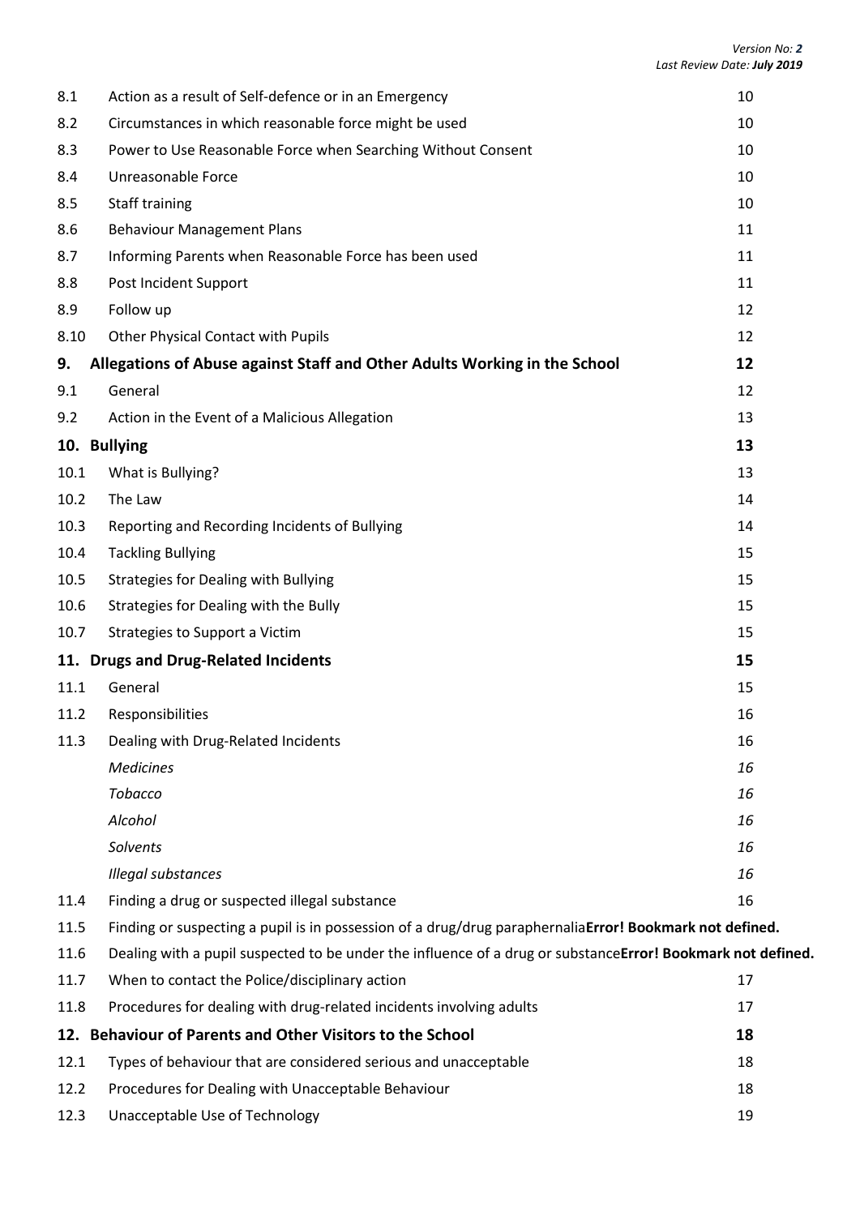| | | |
|---|---|---|
| 8.1 | Action as a result of Self-defence or in an Emergency | 10 |
| 8.2 | Circumstances in which reasonable force might be used | 10 |
| 8.3 | Power to Use Reasonable Force when Searching Without Consent | 10 |
| 8.4 | Unreasonable Force | 10 |
| 8.5 | Staff training | 10 |
| 8.6 | Behaviour Management Plans | 11 |
| 8.7 | Informing Parents when Reasonable Force has been used | 11 |
| 8.8 | Post Incident Support | 11 |
| 8.9 | Follow up | 12 |
| 8.10 | Other Physical Contact with Pupils | 12 |
| **9.** | **Allegations of Abuse against Staff and Other Adults Working in the School** | **12** |
| 9.1 | General | 12 |
| 9.2 | Action in the Event of a Malicious Allegation | 13 |
| **10.** | **Bullying** | **13** |
| 10.1 | What is Bullying? | 13 |
| 10.2 | The Law | 14 |
| 10.3 | Reporting and Recording Incidents of Bullying | 14 |
| 10.4 | Tackling Bullying | 15 |
| 10.5 | Strategies for Dealing with Bullying | 15 |
| 10.6 | Strategies for Dealing with the Bully | 15 |
| 10.7 | Strategies to Support a Victim | 15 |
| **11.** | **Drugs and Drug-Related Incidents** | **15** |
| 11.1 | General | 15 |
| 11.2 | Responsibilities | 16 |
| 11.3 | Dealing with Drug-Related Incidents | 16 |
| | *Medicines* | *16* |
| | *Tobacco* | *16* |
| | *Alcohol* | *16* |
| | *Solvents* | *16* |
| | *Illegal substances* | *16* |
| 11.4 | Finding a drug or suspected illegal substance | 16 |
| 11.5 | Finding or suspecting a pupil is in possession of a drug/drug paraphernalia**Error! Bookmark not defined.** | |
| 11.6 | Dealing with a pupil suspected to be under the influence of a drug or substance**Error! Bookmark not defined.** | |
| 11.7 | When to contact the Police/disciplinary action | 17 |
| 11.8 | Procedures for dealing with drug-related incidents involving adults | 17 |
| **12.** | **Behaviour of Parents and Other Visitors to the School** | **18** |
| 12.1 | Types of behaviour that are considered serious and unacceptable | 18 |
| 12.2 | Procedures for Dealing with Unacceptable Behaviour | 18 |
| 12.3 | Unacceptable Use of Technology | 19 |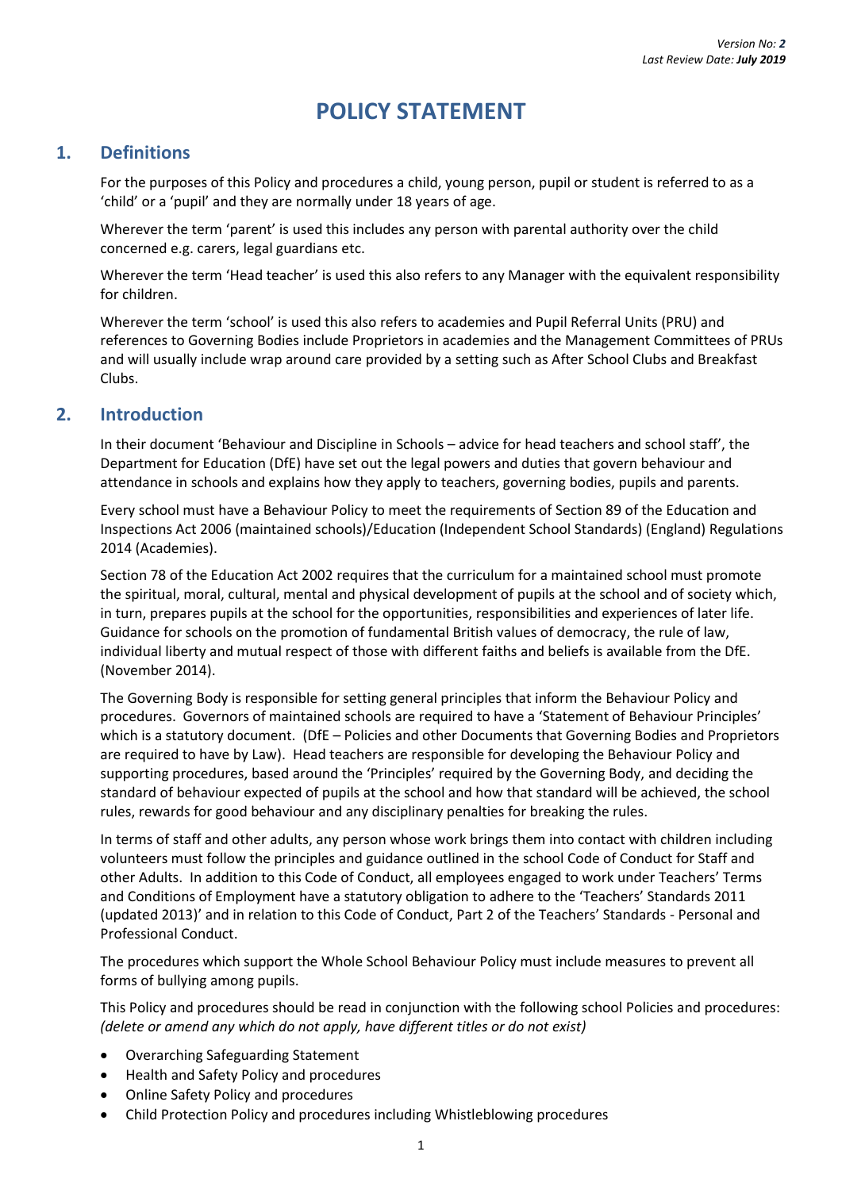# POLICY STATEMENT

## 1. Definitions

For the purposes of this Policy and procedures a child, young person, pupil or student is referred to as a 'child' or a 'pupil' and they are normally under 18 years of age.

Wherever the term 'parent' is used this includes any person with parental authority over the child concerned e.g. carers, legal guardians etc.

Wherever the term 'Head teacher' is used this also refers to any Manager with the equivalent responsibility for children.

Wherever the term 'school' is used this also refers to academies and Pupil Referral Units (PRU) and references to Governing Bodies include Proprietors in academies and the Management Committees of PRUs and will usually include wrap around care provided by a setting such as After School Clubs and Breakfast Clubs.

## 2. Introduction

In their document 'Behaviour and Discipline in Schools – advice for head teachers and school staff', the Department for Education (DfE) have set out the legal powers and duties that govern behaviour and attendance in schools and explains how they apply to teachers, governing bodies, pupils and parents.

Every school must have a Behaviour Policy to meet the requirements of Section 89 of the Education and Inspections Act 2006 (maintained schools)/Education (Independent School Standards) (England) Regulations 2014 (Academies).

Section 78 of the Education Act 2002 requires that the curriculum for a maintained school must promote the spiritual, moral, cultural, mental and physical development of pupils at the school and of society which, in turn, prepares pupils at the school for the opportunities, responsibilities and experiences of later life. Guidance for schools on the promotion of fundamental British values of democracy, the rule of law, individual liberty and mutual respect of those with different faiths and beliefs is available from the DfE. (November 2014).

The Governing Body is responsible for setting general principles that inform the Behaviour Policy and procedures. Governors of maintained schools are required to have a 'Statement of Behaviour Principles' which is a statutory document. (DfE – Policies and other Documents that Governing Bodies and Proprietors are required to have by Law). Head teachers are responsible for developing the Behaviour Policy and supporting procedures, based around the 'Principles' required by the Governing Body, and deciding the standard of behaviour expected of pupils at the school and how that standard will be achieved, the school rules, rewards for good behaviour and any disciplinary penalties for breaking the rules.

In terms of staff and other adults, any person whose work brings them into contact with children including volunteers must follow the principles and guidance outlined in the school Code of Conduct for Staff and other Adults. In addition to this Code of Conduct, all employees engaged to work under Teachers' Terms and Conditions of Employment have a statutory obligation to adhere to the 'Teachers' Standards 2011 (updated 2013)' and in relation to this Code of Conduct, Part 2 of the Teachers' Standards - Personal and Professional Conduct.

The procedures which support the Whole School Behaviour Policy must include measures to prevent all forms of bullying among pupils.

This Policy and procedures should be read in conjunction with the following school Policies and procedures: *(delete or amend any which do not apply, have different titles or do not exist)*

- Overarching Safeguarding Statement
- Health and Safety Policy and procedures
- Online Safety Policy and procedures
- Child Protection Policy and procedures including Whistleblowing procedures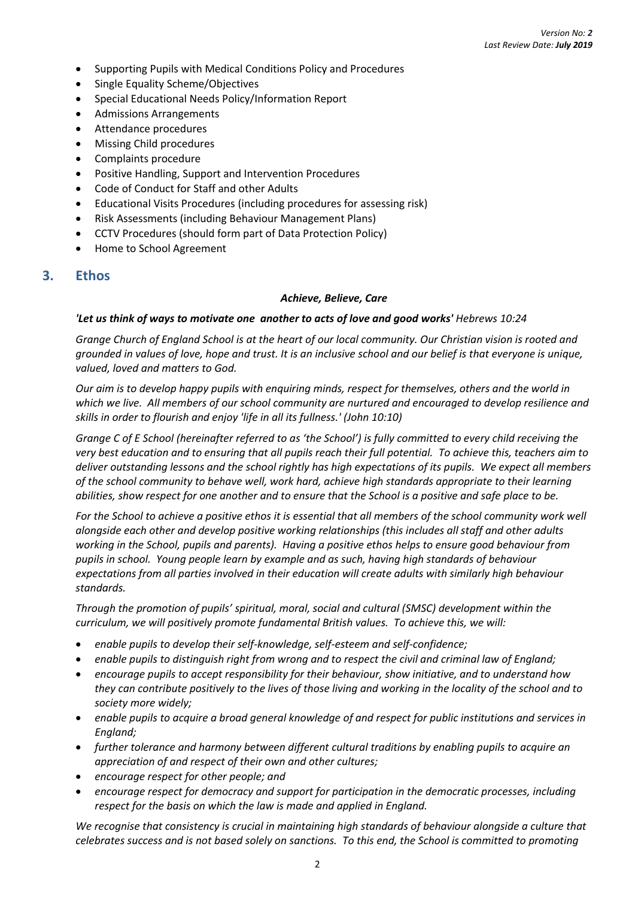- Supporting Pupils with Medical Conditions Policy and Procedures
- Single Equality Scheme/Objectives
- Special Educational Needs Policy/Information Report
- Admissions Arrangements
- Attendance procedures
- Missing Child procedures
- Complaints procedure
- Positive Handling, Support and Intervention Procedures
- Code of Conduct for Staff and other Adults
- Educational Visits Procedures (including procedures for assessing risk)
- Risk Assessments (including Behaviour Management Plans)
- CCTV Procedures (should form part of Data Protection Policy)
- Home to School Agreement

## 3. Ethos

***Achieve, Believe, Care***

***'Let us think of ways to motivate one another to acts of love and good works'*** *Hebrews 10:24*

*Grange Church of England School is at the heart of our local community. Our Christian vision is rooted and grounded in values of love, hope and trust. It is an inclusive school and our belief is that everyone is unique, valued, loved and matters to God.*

*Our aim is to develop happy pupils with enquiring minds, respect for themselves, others and the world in which we live. All members of our school community are nurtured and encouraged to develop resilience and skills in order to flourish and enjoy 'life in all its fullness.' (John 10:10)*

*Grange C of E School (hereinafter referred to as 'the School') is fully committed to every child receiving the very best education and to ensuring that all pupils reach their full potential. To achieve this, teachers aim to deliver outstanding lessons and the school rightly has high expectations of its pupils. We expect all members of the school community to behave well, work hard, achieve high standards appropriate to their learning abilities, show respect for one another and to ensure that the School is a positive and safe place to be.*

*For the School to achieve a positive ethos it is essential that all members of the school community work well alongside each other and develop positive working relationships (this includes all staff and other adults working in the School, pupils and parents). Having a positive ethos helps to ensure good behaviour from pupils in school. Young people learn by example and as such, having high standards of behaviour expectations from all parties involved in their education will create adults with similarly high behaviour standards.*

*Through the promotion of pupils' spiritual, moral, social and cultural (SMSC) development within the curriculum, we will positively promote fundamental British values. To achieve this, we will:*

- *enable pupils to develop their self-knowledge, self-esteem and self-confidence;*
- *enable pupils to distinguish right from wrong and to respect the civil and criminal law of England;*
- *encourage pupils to accept responsibility for their behaviour, show initiative, and to understand how they can contribute positively to the lives of those living and working in the locality of the school and to society more widely;*
- *enable pupils to acquire a broad general knowledge of and respect for public institutions and services in England;*
- *further tolerance and harmony between different cultural traditions by enabling pupils to acquire an appreciation of and respect of their own and other cultures;*
- *encourage respect for other people; and*
- *encourage respect for democracy and support for participation in the democratic processes, including respect for the basis on which the law is made and applied in England.*

*We recognise that consistency is crucial in maintaining high standards of behaviour alongside a culture that celebrates success and is not based solely on sanctions. To this end, the School is committed to promoting*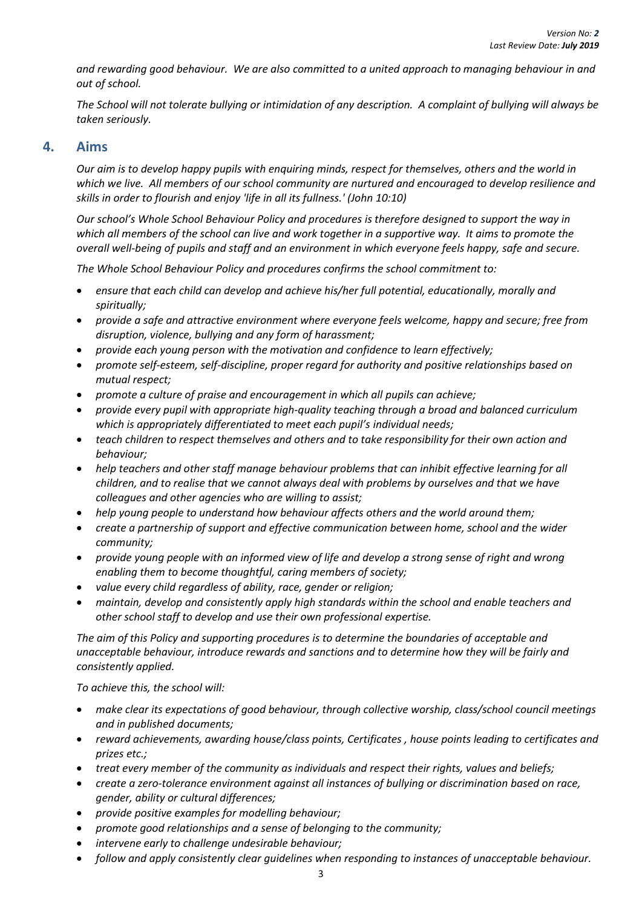*and rewarding good behaviour. We are also committed to a united approach to managing behaviour in and out of school.*

*The School will not tolerate bullying or intimidation of any description. A complaint of bullying will always be taken seriously.*

## 4. Aims

*Our aim is to develop happy pupils with enquiring minds, respect for themselves, others and the world in which we live. All members of our school community are nurtured and encouraged to develop resilience and skills in order to flourish and enjoy 'life in all its fullness.' (John 10:10)*

*Our school's Whole School Behaviour Policy and procedures is therefore designed to support the way in which all members of the school can live and work together in a supportive way. It aims to promote the overall well-being of pupils and staff and an environment in which everyone feels happy, safe and secure.*

*The Whole School Behaviour Policy and procedures confirms the school commitment to:*

- *ensure that each child can develop and achieve his/her full potential, educationally, morally and spiritually;*
- *provide a safe and attractive environment where everyone feels welcome, happy and secure; free from disruption, violence, bullying and any form of harassment;*
- *provide each young person with the motivation and confidence to learn effectively;*
- *promote self-esteem, self-discipline, proper regard for authority and positive relationships based on mutual respect;*
- *promote a culture of praise and encouragement in which all pupils can achieve;*
- *provide every pupil with appropriate high-quality teaching through a broad and balanced curriculum which is appropriately differentiated to meet each pupil's individual needs;*
- *teach children to respect themselves and others and to take responsibility for their own action and behaviour;*
- *help teachers and other staff manage behaviour problems that can inhibit effective learning for all children, and to realise that we cannot always deal with problems by ourselves and that we have colleagues and other agencies who are willing to assist;*
- *help young people to understand how behaviour affects others and the world around them;*
- *create a partnership of support and effective communication between home, school and the wider community;*
- *provide young people with an informed view of life and develop a strong sense of right and wrong enabling them to become thoughtful, caring members of society;*
- *value every child regardless of ability, race, gender or religion;*
- *maintain, develop and consistently apply high standards within the school and enable teachers and other school staff to develop and use their own professional expertise.*

*The aim of this Policy and supporting procedures is to determine the boundaries of acceptable and unacceptable behaviour, introduce rewards and sanctions and to determine how they will be fairly and consistently applied.*

*To achieve this, the school will:*

- *make clear its expectations of good behaviour, through collective worship, class/school council meetings and in published documents;*
- *reward achievements, awarding house/class points, Certificates , house points leading to certificates and prizes etc.;*
- *treat every member of the community as individuals and respect their rights, values and beliefs;*
- *create a zero-tolerance environment against all instances of bullying or discrimination based on race, gender, ability or cultural differences;*
- *provide positive examples for modelling behaviour;*
- *promote good relationships and a sense of belonging to the community;*
- *intervene early to challenge undesirable behaviour;*
- *follow and apply consistently clear guidelines when responding to instances of unacceptable behaviour.*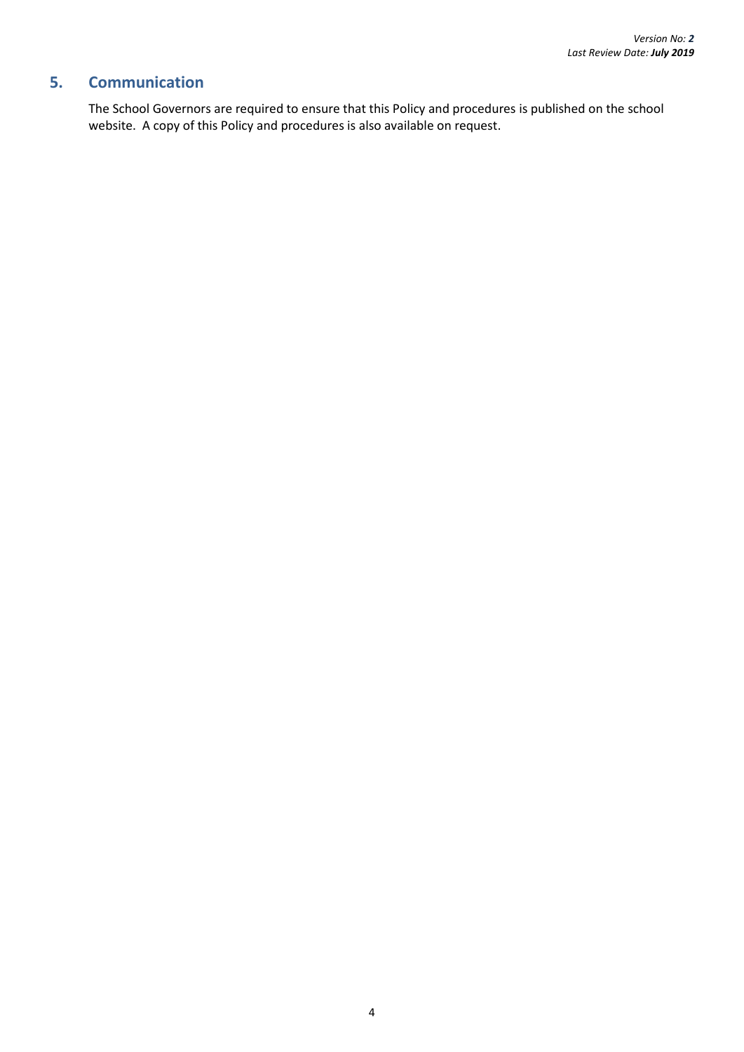## 5. Communication

The School Governors are required to ensure that this Policy and procedures is published on the school website. A copy of this Policy and procedures is also available on request.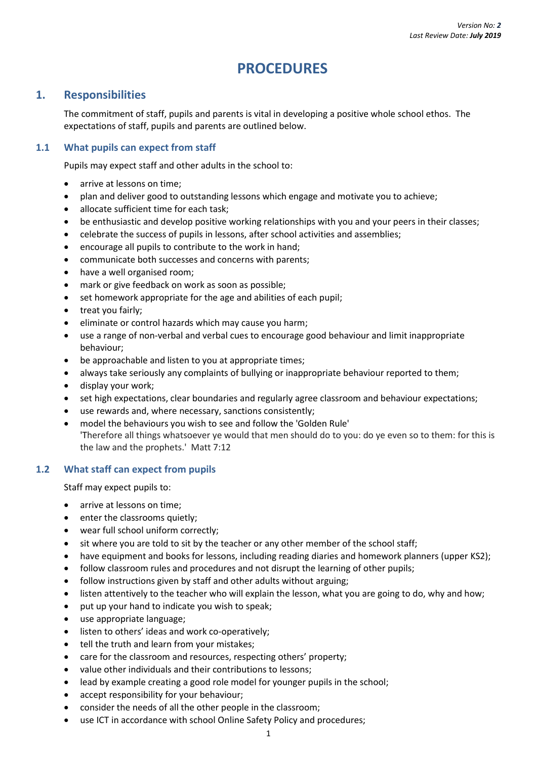Version No: ***2***
Last Review Date: ***July 2019***

# PROCEDURES

## 1. Responsibilities

The commitment of staff, pupils and parents is vital in developing a positive whole school ethos. The expectations of staff, pupils and parents are outlined below.

### 1.1 What pupils can expect from staff

Pupils may expect staff and other adults in the school to:

- arrive at lessons on time;
- plan and deliver good to outstanding lessons which engage and motivate you to achieve;
- allocate sufficient time for each task;
- be enthusiastic and develop positive working relationships with you and your peers in their classes;
- celebrate the success of pupils in lessons, after school activities and assemblies;
- encourage all pupils to contribute to the work in hand;
- communicate both successes and concerns with parents;
- have a well organised room;
- mark or give feedback on work as soon as possible;
- set homework appropriate for the age and abilities of each pupil;
- treat you fairly;
- eliminate or control hazards which may cause you harm;
- use a range of non-verbal and verbal cues to encourage good behaviour and limit inappropriate behaviour;
- be approachable and listen to you at appropriate times;
- always take seriously any complaints of bullying or inappropriate behaviour reported to them;
- display your work;
- set high expectations, clear boundaries and regularly agree classroom and behaviour expectations;
- use rewards and, where necessary, sanctions consistently;
- model the behaviours you wish to see and follow the 'Golden Rule'
  'Therefore all things whatsoever ye would that men should do to you: do ye even so to them: for this is the law and the prophets.' Matt 7:12

### 1.2 What staff can expect from pupils

Staff may expect pupils to:

- arrive at lessons on time;
- enter the classrooms quietly;
- wear full school uniform correctly;
- sit where you are told to sit by the teacher or any other member of the school staff;
- have equipment and books for lessons, including reading diaries and homework planners (upper KS2);
- follow classroom rules and procedures and not disrupt the learning of other pupils;
- follow instructions given by staff and other adults without arguing;
- listen attentively to the teacher who will explain the lesson, what you are going to do, why and how;
- put up your hand to indicate you wish to speak;
- use appropriate language;
- listen to others' ideas and work co-operatively;
- tell the truth and learn from your mistakes;
- care for the classroom and resources, respecting others' property;
- value other individuals and their contributions to lessons;
- lead by example creating a good role model for younger pupils in the school;
- accept responsibility for your behaviour;
- consider the needs of all the other people in the classroom;
- use ICT in accordance with school Online Safety Policy and procedures;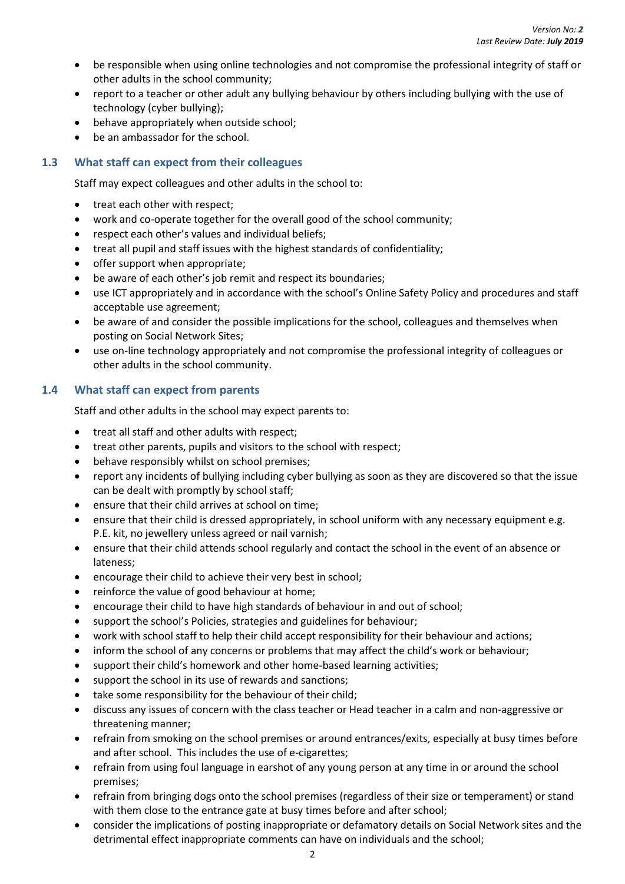- be responsible when using online technologies and not compromise the professional integrity of staff or other adults in the school community;
- report to a teacher or other adult any bullying behaviour by others including bullying with the use of technology (cyber bullying);
- behave appropriately when outside school;
- be an ambassador for the school.

### 1.3 What staff can expect from their colleagues

Staff may expect colleagues and other adults in the school to:

- treat each other with respect;
- work and co-operate together for the overall good of the school community;
- respect each other's values and individual beliefs;
- treat all pupil and staff issues with the highest standards of confidentiality;
- offer support when appropriate;
- be aware of each other's job remit and respect its boundaries;
- use ICT appropriately and in accordance with the school's Online Safety Policy and procedures and staff acceptable use agreement;
- be aware of and consider the possible implications for the school, colleagues and themselves when posting on Social Network Sites;
- use on-line technology appropriately and not compromise the professional integrity of colleagues or other adults in the school community.

### 1.4 What staff can expect from parents

Staff and other adults in the school may expect parents to:

- treat all staff and other adults with respect;
- treat other parents, pupils and visitors to the school with respect;
- behave responsibly whilst on school premises;
- report any incidents of bullying including cyber bullying as soon as they are discovered so that the issue can be dealt with promptly by school staff;
- ensure that their child arrives at school on time;
- ensure that their child is dressed appropriately, in school uniform with any necessary equipment e.g. P.E. kit, no jewellery unless agreed or nail varnish;
- ensure that their child attends school regularly and contact the school in the event of an absence or lateness;
- encourage their child to achieve their very best in school;
- reinforce the value of good behaviour at home;
- encourage their child to have high standards of behaviour in and out of school;
- support the school's Policies, strategies and guidelines for behaviour;
- work with school staff to help their child accept responsibility for their behaviour and actions;
- inform the school of any concerns or problems that may affect the child's work or behaviour;
- support their child's homework and other home-based learning activities;
- support the school in its use of rewards and sanctions;
- take some responsibility for the behaviour of their child;
- discuss any issues of concern with the class teacher or Head teacher in a calm and non-aggressive or threatening manner;
- refrain from smoking on the school premises or around entrances/exits, especially at busy times before and after school. This includes the use of e-cigarettes;
- refrain from using foul language in earshot of any young person at any time in or around the school premises;
- refrain from bringing dogs onto the school premises (regardless of their size or temperament) or stand with them close to the entrance gate at busy times before and after school;
- consider the implications of posting inappropriate or defamatory details on Social Network sites and the detrimental effect inappropriate comments can have on individuals and the school;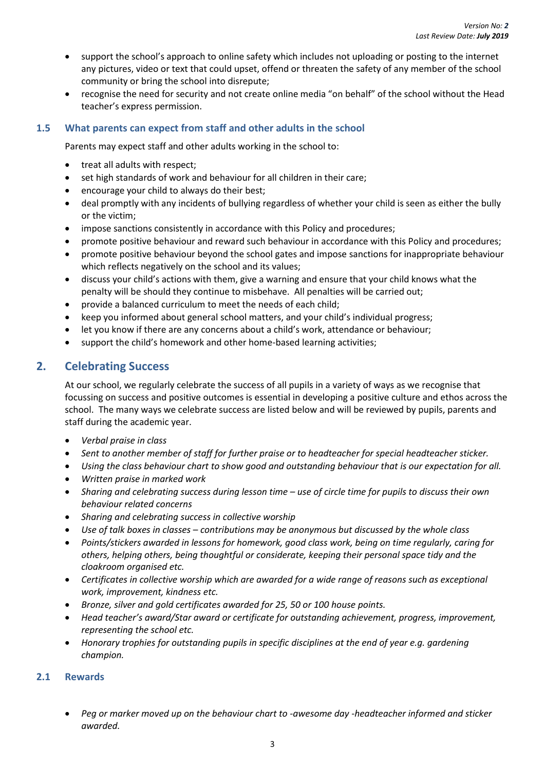- support the school's approach to online safety which includes not uploading or posting to the internet any pictures, video or text that could upset, offend or threaten the safety of any member of the school community or bring the school into disrepute;
- recognise the need for security and not create online media "on behalf" of the school without the Head teacher's express permission.

### 1.5 What parents can expect from staff and other adults in the school

Parents may expect staff and other adults working in the school to:

- treat all adults with respect;
- set high standards of work and behaviour for all children in their care;
- encourage your child to always do their best;
- deal promptly with any incidents of bullying regardless of whether your child is seen as either the bully or the victim;
- impose sanctions consistently in accordance with this Policy and procedures;
- promote positive behaviour and reward such behaviour in accordance with this Policy and procedures;
- promote positive behaviour beyond the school gates and impose sanctions for inappropriate behaviour which reflects negatively on the school and its values;
- discuss your child's actions with them, give a warning and ensure that your child knows what the penalty will be should they continue to misbehave. All penalties will be carried out;
- provide a balanced curriculum to meet the needs of each child;
- keep you informed about general school matters, and your child's individual progress;
- let you know if there are any concerns about a child's work, attendance or behaviour;
- support the child's homework and other home-based learning activities;

## 2. Celebrating Success

At our school, we regularly celebrate the success of all pupils in a variety of ways as we recognise that focussing on success and positive outcomes is essential in developing a positive culture and ethos across the school. The many ways we celebrate success are listed below and will be reviewed by pupils, parents and staff during the academic year.

- *Verbal praise in class*
- *Sent to another member of staff for further praise or to headteacher for special headteacher sticker.*
- *Using the class behaviour chart to show good and outstanding behaviour that is our expectation for all.*
- *Written praise in marked work*
- *Sharing and celebrating success during lesson time – use of circle time for pupils to discuss their own behaviour related concerns*
- *Sharing and celebrating success in collective worship*
- *Use of talk boxes in classes – contributions may be anonymous but discussed by the whole class*
- *Points/stickers awarded in lessons for homework, good class work, being on time regularly, caring for others, helping others, being thoughtful or considerate, keeping their personal space tidy and the cloakroom organised etc.*
- *Certificates in collective worship which are awarded for a wide range of reasons such as exceptional work, improvement, kindness etc.*
- *Bronze, silver and gold certificates awarded for 25, 50 or 100 house points.*
- *Head teacher's award/Star award or certificate for outstanding achievement, progress, improvement, representing the school etc.*
- *Honorary trophies for outstanding pupils in specific disciplines at the end of year e.g. gardening champion.*

### 2.1 Rewards

- *Peg or marker moved up on the behaviour chart to -awesome day -headteacher informed and sticker awarded.*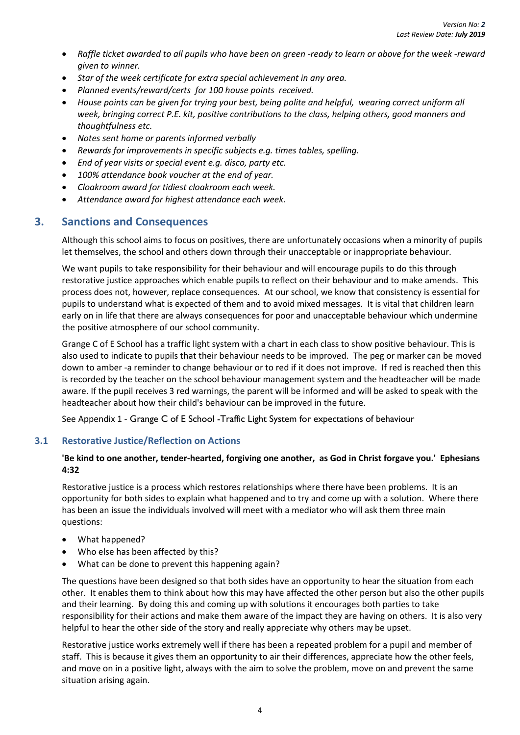- *Raffle ticket awarded to all pupils who have been on green -ready to learn or above for the week -reward given to winner.*
- *Star of the week certificate for extra special achievement in any area.*
- *Planned events/reward/certs for 100 house points received.*
- *House points can be given for trying your best, being polite and helpful, wearing correct uniform all week, bringing correct P.E. kit, positive contributions to the class, helping others, good manners and thoughtfulness etc.*
- *Notes sent home or parents informed verbally*
- *Rewards for improvements in specific subjects e.g. times tables, spelling.*
- *End of year visits or special event e.g. disco, party etc.*
- *100% attendance book voucher at the end of year.*
- *Cloakroom award for tidiest cloakroom each week.*
- *Attendance award for highest attendance each week.*

## 3. Sanctions and Consequences

Although this school aims to focus on positives, there are unfortunately occasions when a minority of pupils let themselves, the school and others down through their unacceptable or inappropriate behaviour.

We want pupils to take responsibility for their behaviour and will encourage pupils to do this through restorative justice approaches which enable pupils to reflect on their behaviour and to make amends. This process does not, however, replace consequences. At our school, we know that consistency is essential for pupils to understand what is expected of them and to avoid mixed messages. It is vital that children learn early on in life that there are always consequences for poor and unacceptable behaviour which undermine the positive atmosphere of our school community.

Grange C of E School has a traffic light system with a chart in each class to show positive behaviour. This is also used to indicate to pupils that their behaviour needs to be improved. The peg or marker can be moved down to amber -a reminder to change behaviour or to red if it does not improve. If red is reached then this is recorded by the teacher on the school behaviour management system and the headteacher will be made aware. If the pupil receives 3 red warnings, the parent will be informed and will be asked to speak with the headteacher about how their child's behaviour can be improved in the future.

See Appendix 1 - Grange C of E School -Traffic Light System for expectations of behaviour

### 3.1 Restorative Justice/Reflection on Actions

**'Be kind to one another, tender-hearted, forgiving one another, as God in Christ forgave you.' Ephesians 4:32**

Restorative justice is a process which restores relationships where there have been problems. It is an opportunity for both sides to explain what happened and to try and come up with a solution. Where there has been an issue the individuals involved will meet with a mediator who will ask them three main questions:

- What happened?
- Who else has been affected by this?
- What can be done to prevent this happening again?

The questions have been designed so that both sides have an opportunity to hear the situation from each other. It enables them to think about how this may have affected the other person but also the other pupils and their learning. By doing this and coming up with solutions it encourages both parties to take responsibility for their actions and make them aware of the impact they are having on others. It is also very helpful to hear the other side of the story and really appreciate why others may be upset.

Restorative justice works extremely well if there has been a repeated problem for a pupil and member of staff. This is because it gives them an opportunity to air their differences, appreciate how the other feels, and move on in a positive light, always with the aim to solve the problem, move on and prevent the same situation arising again.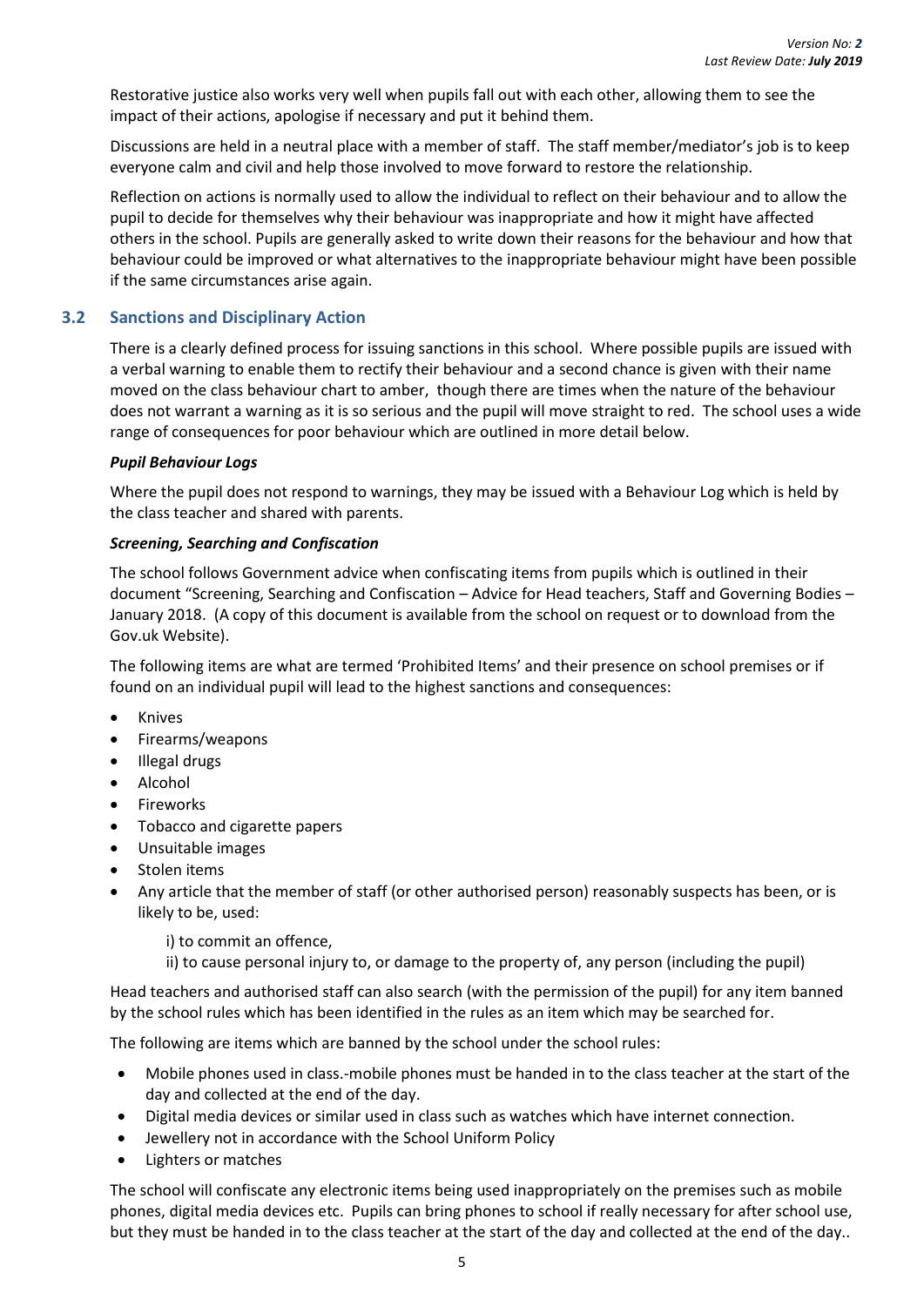Restorative justice also works very well when pupils fall out with each other, allowing them to see the impact of their actions, apologise if necessary and put it behind them.

Discussions are held in a neutral place with a member of staff. The staff member/mediator's job is to keep everyone calm and civil and help those involved to move forward to restore the relationship.

Reflection on actions is normally used to allow the individual to reflect on their behaviour and to allow the pupil to decide for themselves why their behaviour was inappropriate and how it might have affected others in the school. Pupils are generally asked to write down their reasons for the behaviour and how that behaviour could be improved or what alternatives to the inappropriate behaviour might have been possible if the same circumstances arise again.

## 3.2 Sanctions and Disciplinary Action

There is a clearly defined process for issuing sanctions in this school. Where possible pupils are issued with a verbal warning to enable them to rectify their behaviour and a second chance is given with their name moved on the class behaviour chart to amber, though there are times when the nature of the behaviour does not warrant a warning as it is so serious and the pupil will move straight to red. The school uses a wide range of consequences for poor behaviour which are outlined in more detail below.

***Pupil Behaviour Logs***

Where the pupil does not respond to warnings, they may be issued with a Behaviour Log which is held by the class teacher and shared with parents.

***Screening, Searching and Confiscation***

The school follows Government advice when confiscating items from pupils which is outlined in their document "Screening, Searching and Confiscation – Advice for Head teachers, Staff and Governing Bodies – January 2018. (A copy of this document is available from the school on request or to download from the Gov.uk Website).

The following items are what are termed 'Prohibited Items' and their presence on school premises or if found on an individual pupil will lead to the highest sanctions and consequences:

- Knives
- Firearms/weapons
- Illegal drugs
- Alcohol
- Fireworks
- Tobacco and cigarette papers
- Unsuitable images
- Stolen items
- Any article that the member of staff (or other authorised person) reasonably suspects has been, or is likely to be, used:

  i) to commit an offence,

  ii) to cause personal injury to, or damage to the property of, any person (including the pupil)

Head teachers and authorised staff can also search (with the permission of the pupil) for any item banned by the school rules which has been identified in the rules as an item which may be searched for.

The following are items which are banned by the school under the school rules:

- Mobile phones used in class.-mobile phones must be handed in to the class teacher at the start of the day and collected at the end of the day.
- Digital media devices or similar used in class such as watches which have internet connection.
- Jewellery not in accordance with the School Uniform Policy
- Lighters or matches

The school will confiscate any electronic items being used inappropriately on the premises such as mobile phones, digital media devices etc. Pupils can bring phones to school if really necessary for after school use, but they must be handed in to the class teacher at the start of the day and collected at the end of the day..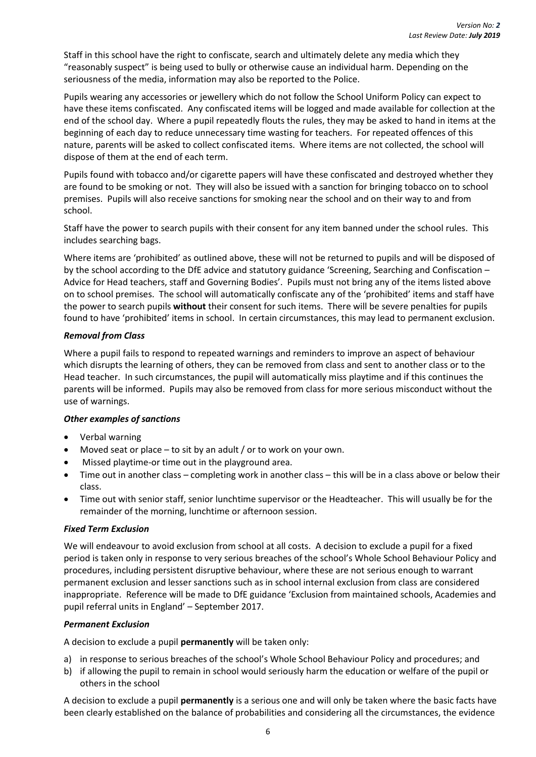Staff in this school have the right to confiscate, search and ultimately delete any media which they "reasonably suspect" is being used to bully or otherwise cause an individual harm. Depending on the seriousness of the media, information may also be reported to the Police.

Pupils wearing any accessories or jewellery which do not follow the School Uniform Policy can expect to have these items confiscated. Any confiscated items will be logged and made available for collection at the end of the school day. Where a pupil repeatedly flouts the rules, they may be asked to hand in items at the beginning of each day to reduce unnecessary time wasting for teachers. For repeated offences of this nature, parents will be asked to collect confiscated items. Where items are not collected, the school will dispose of them at the end of each term.

Pupils found with tobacco and/or cigarette papers will have these confiscated and destroyed whether they are found to be smoking or not. They will also be issued with a sanction for bringing tobacco on to school premises. Pupils will also receive sanctions for smoking near the school and on their way to and from school.

Staff have the power to search pupils with their consent for any item banned under the school rules. This includes searching bags.

Where items are 'prohibited' as outlined above, these will not be returned to pupils and will be disposed of by the school according to the DfE advice and statutory guidance 'Screening, Searching and Confiscation – Advice for Head teachers, staff and Governing Bodies'. Pupils must not bring any of the items listed above on to school premises. The school will automatically confiscate any of the 'prohibited' items and staff have the power to search pupils **without** their consent for such items. There will be severe penalties for pupils found to have 'prohibited' items in school. In certain circumstances, this may lead to permanent exclusion.

***Removal from Class***

Where a pupil fails to respond to repeated warnings and reminders to improve an aspect of behaviour which disrupts the learning of others, they can be removed from class and sent to another class or to the Head teacher. In such circumstances, the pupil will automatically miss playtime and if this continues the parents will be informed. Pupils may also be removed from class for more serious misconduct without the use of warnings.

***Other examples of sanctions***

- Verbal warning
- Moved seat or place – to sit by an adult / or to work on your own.
- Missed playtime-or time out in the playground area.
- Time out in another class – completing work in another class – this will be in a class above or below their class.
- Time out with senior staff, senior lunchtime supervisor or the Headteacher. This will usually be for the remainder of the morning, lunchtime or afternoon session.

***Fixed Term Exclusion***

We will endeavour to avoid exclusion from school at all costs. A decision to exclude a pupil for a fixed period is taken only in response to very serious breaches of the school's Whole School Behaviour Policy and procedures, including persistent disruptive behaviour, where these are not serious enough to warrant permanent exclusion and lesser sanctions such as in school internal exclusion from class are considered inappropriate. Reference will be made to DfE guidance 'Exclusion from maintained schools, Academies and pupil referral units in England' – September 2017.

***Permanent Exclusion***

A decision to exclude a pupil **permanently** will be taken only:

a) in response to serious breaches of the school's Whole School Behaviour Policy and procedures; and
b) if allowing the pupil to remain in school would seriously harm the education or welfare of the pupil or others in the school

A decision to exclude a pupil **permanently** is a serious one and will only be taken where the basic facts have been clearly established on the balance of probabilities and considering all the circumstances, the evidence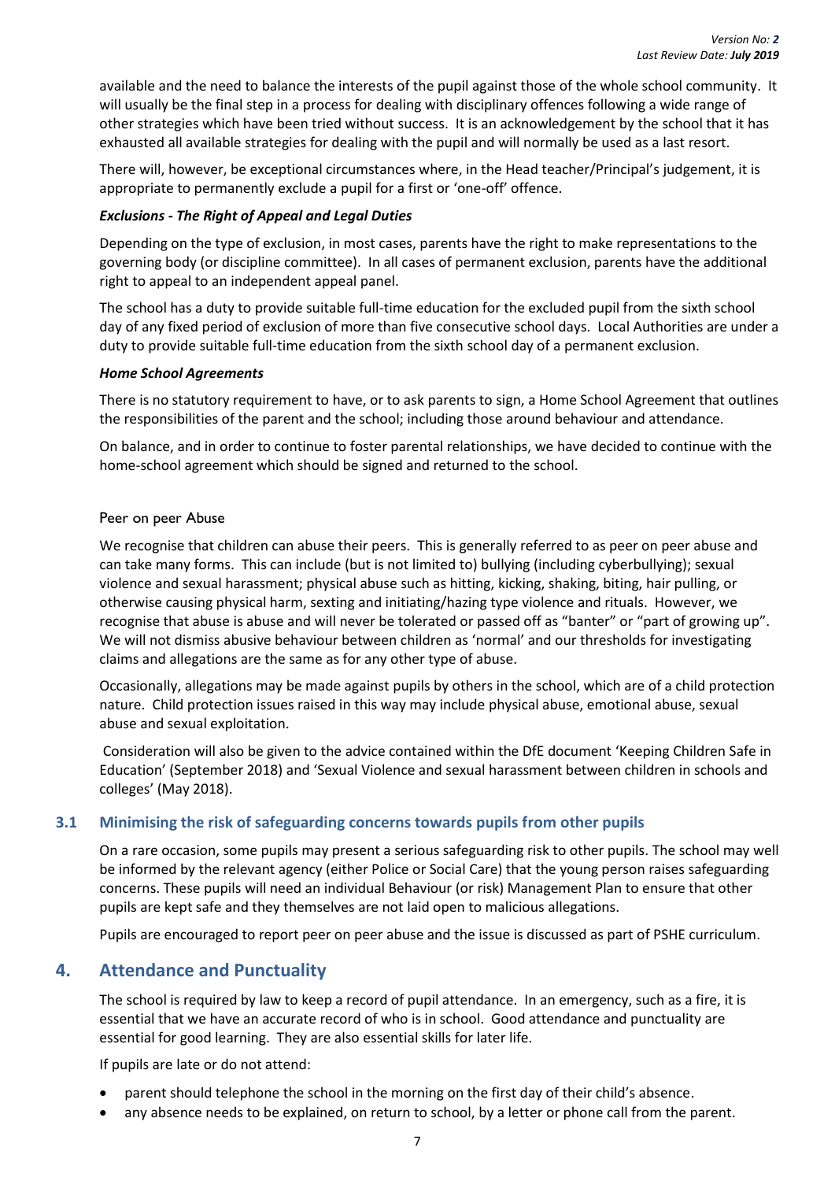available and the need to balance the interests of the pupil against those of the whole school community. It will usually be the final step in a process for dealing with disciplinary offences following a wide range of other strategies which have been tried without success. It is an acknowledgement by the school that it has exhausted all available strategies for dealing with the pupil and will normally be used as a last resort.

There will, however, be exceptional circumstances where, in the Head teacher/Principal's judgement, it is appropriate to permanently exclude a pupil for a first or 'one-off' offence.

***Exclusions - The Right of Appeal and Legal Duties***

Depending on the type of exclusion, in most cases, parents have the right to make representations to the governing body (or discipline committee). In all cases of permanent exclusion, parents have the additional right to appeal to an independent appeal panel.

The school has a duty to provide suitable full-time education for the excluded pupil from the sixth school day of any fixed period of exclusion of more than five consecutive school days. Local Authorities are under a duty to provide suitable full-time education from the sixth school day of a permanent exclusion.

***Home School Agreements***

There is no statutory requirement to have, or to ask parents to sign, a Home School Agreement that outlines the responsibilities of the parent and the school; including those around behaviour and attendance.

On balance, and in order to continue to foster parental relationships, we have decided to continue with the home-school agreement which should be signed and returned to the school.

Peer on peer Abuse

We recognise that children can abuse their peers. This is generally referred to as peer on peer abuse and can take many forms. This can include (but is not limited to) bullying (including cyberbullying); sexual violence and sexual harassment; physical abuse such as hitting, kicking, shaking, biting, hair pulling, or otherwise causing physical harm, sexting and initiating/hazing type violence and rituals. However, we recognise that abuse is abuse and will never be tolerated or passed off as "banter" or "part of growing up". We will not dismiss abusive behaviour between children as 'normal' and our thresholds for investigating claims and allegations are the same as for any other type of abuse.

Occasionally, allegations may be made against pupils by others in the school, which are of a child protection nature. Child protection issues raised in this way may include physical abuse, emotional abuse, sexual abuse and sexual exploitation.

Consideration will also be given to the advice contained within the DfE document 'Keeping Children Safe in Education' (September 2018) and 'Sexual Violence and sexual harassment between children in schools and colleges' (May 2018).

### 3.1 Minimising the risk of safeguarding concerns towards pupils from other pupils

On a rare occasion, some pupils may present a serious safeguarding risk to other pupils. The school may well be informed by the relevant agency (either Police or Social Care) that the young person raises safeguarding concerns. These pupils will need an individual Behaviour (or risk) Management Plan to ensure that other pupils are kept safe and they themselves are not laid open to malicious allegations.

Pupils are encouraged to report peer on peer abuse and the issue is discussed as part of PSHE curriculum.

## 4. Attendance and Punctuality

The school is required by law to keep a record of pupil attendance. In an emergency, such as a fire, it is essential that we have an accurate record of who is in school. Good attendance and punctuality are essential for good learning. They are also essential skills for later life.

If pupils are late or do not attend:

- parent should telephone the school in the morning on the first day of their child's absence.
- any absence needs to be explained, on return to school, by a letter or phone call from the parent.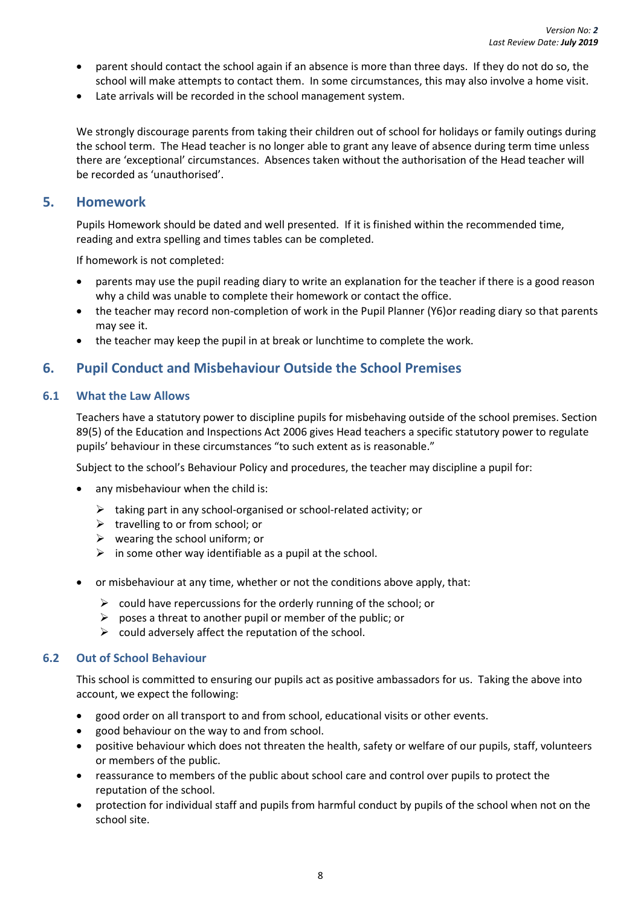- parent should contact the school again if an absence is more than three days. If they do not do so, the school will make attempts to contact them. In some circumstances, this may also involve a home visit.
- Late arrivals will be recorded in the school management system.

We strongly discourage parents from taking their children out of school for holidays or family outings during the school term. The Head teacher is no longer able to grant any leave of absence during term time unless there are 'exceptional' circumstances. Absences taken without the authorisation of the Head teacher will be recorded as 'unauthorised'.

## 5. Homework

Pupils Homework should be dated and well presented. If it is finished within the recommended time, reading and extra spelling and times tables can be completed.

If homework is not completed:

- parents may use the pupil reading diary to write an explanation for the teacher if there is a good reason why a child was unable to complete their homework or contact the office.
- the teacher may record non-completion of work in the Pupil Planner (Y6)or reading diary so that parents may see it.
- the teacher may keep the pupil in at break or lunchtime to complete the work.

## 6. Pupil Conduct and Misbehaviour Outside the School Premises

### 6.1 What the Law Allows

Teachers have a statutory power to discipline pupils for misbehaving outside of the school premises. Section 89(5) of the Education and Inspections Act 2006 gives Head teachers a specific statutory power to regulate pupils' behaviour in these circumstances "to such extent as is reasonable."

Subject to the school's Behaviour Policy and procedures, the teacher may discipline a pupil for:

- any misbehaviour when the child is:
  - taking part in any school-organised or school-related activity; or
  - travelling to or from school; or
  - wearing the school uniform; or
  - in some other way identifiable as a pupil at the school.
- or misbehaviour at any time, whether or not the conditions above apply, that:
  - could have repercussions for the orderly running of the school; or
  - poses a threat to another pupil or member of the public; or
  - could adversely affect the reputation of the school.

### 6.2 Out of School Behaviour

This school is committed to ensuring our pupils act as positive ambassadors for us. Taking the above into account, we expect the following:

- good order on all transport to and from school, educational visits or other events.
- good behaviour on the way to and from school.
- positive behaviour which does not threaten the health, safety or welfare of our pupils, staff, volunteers or members of the public.
- reassurance to members of the public about school care and control over pupils to protect the reputation of the school.
- protection for individual staff and pupils from harmful conduct by pupils of the school when not on the school site.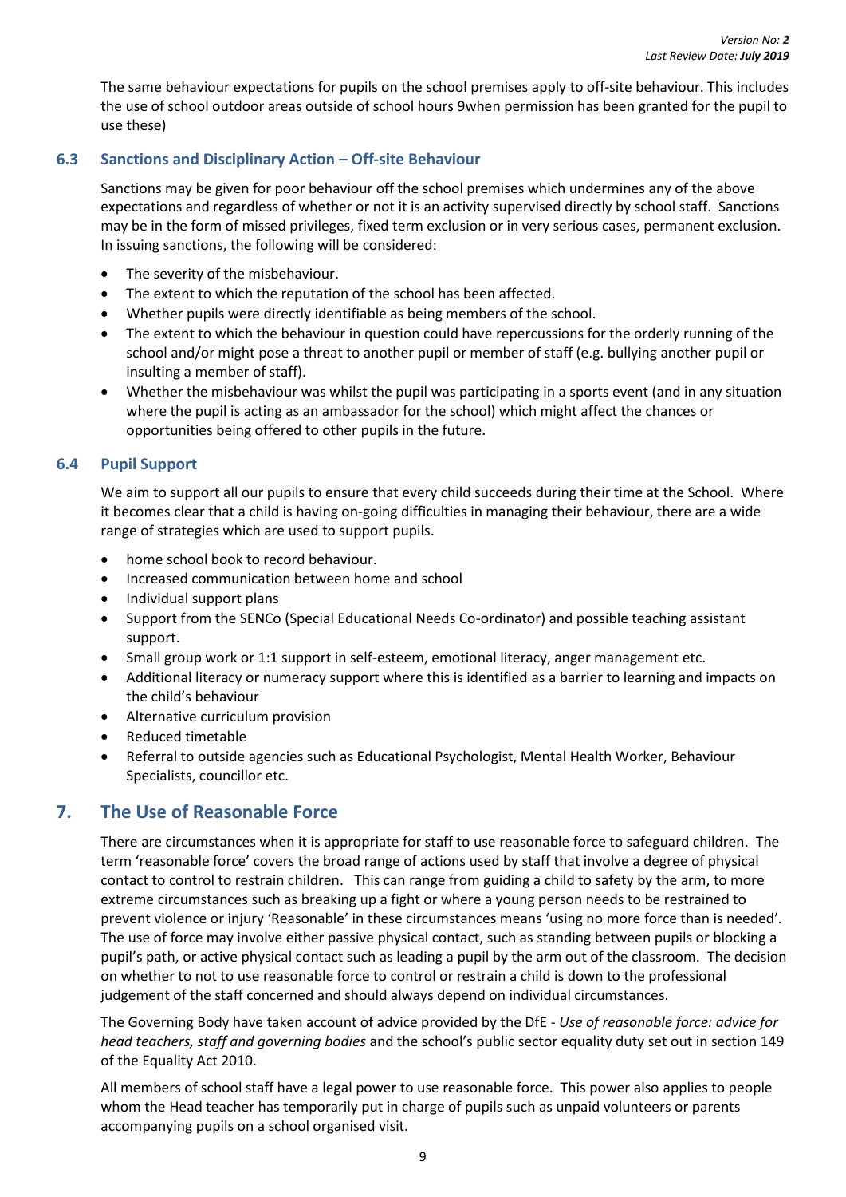The same behaviour expectations for pupils on the school premises apply to off-site behaviour. This includes the use of school outdoor areas outside of school hours 9when permission has been granted for the pupil to use these)

### 6.3 Sanctions and Disciplinary Action – Off-site Behaviour

Sanctions may be given for poor behaviour off the school premises which undermines any of the above expectations and regardless of whether or not it is an activity supervised directly by school staff. Sanctions may be in the form of missed privileges, fixed term exclusion or in very serious cases, permanent exclusion. In issuing sanctions, the following will be considered:

- The severity of the misbehaviour.
- The extent to which the reputation of the school has been affected.
- Whether pupils were directly identifiable as being members of the school.
- The extent to which the behaviour in question could have repercussions for the orderly running of the school and/or might pose a threat to another pupil or member of staff (e.g. bullying another pupil or insulting a member of staff).
- Whether the misbehaviour was whilst the pupil was participating in a sports event (and in any situation where the pupil is acting as an ambassador for the school) which might affect the chances or opportunities being offered to other pupils in the future.

### 6.4 Pupil Support

We aim to support all our pupils to ensure that every child succeeds during their time at the School. Where it becomes clear that a child is having on-going difficulties in managing their behaviour, there are a wide range of strategies which are used to support pupils.

- home school book to record behaviour.
- Increased communication between home and school
- Individual support plans
- Support from the SENCo (Special Educational Needs Co-ordinator) and possible teaching assistant support.
- Small group work or 1:1 support in self-esteem, emotional literacy, anger management etc.
- Additional literacy or numeracy support where this is identified as a barrier to learning and impacts on the child's behaviour
- Alternative curriculum provision
- Reduced timetable
- Referral to outside agencies such as Educational Psychologist, Mental Health Worker, Behaviour Specialists, councillor etc.

## 7. The Use of Reasonable Force

There are circumstances when it is appropriate for staff to use reasonable force to safeguard children. The term 'reasonable force' covers the broad range of actions used by staff that involve a degree of physical contact to control to restrain children. This can range from guiding a child to safety by the arm, to more extreme circumstances such as breaking up a fight or where a young person needs to be restrained to prevent violence or injury 'Reasonable' in these circumstances means 'using no more force than is needed'. The use of force may involve either passive physical contact, such as standing between pupils or blocking a pupil's path, or active physical contact such as leading a pupil by the arm out of the classroom. The decision on whether to not to use reasonable force to control or restrain a child is down to the professional judgement of the staff concerned and should always depend on individual circumstances.

The Governing Body have taken account of advice provided by the DfE - *Use of reasonable force: advice for head teachers, staff and governing bodies* and the school's public sector equality duty set out in section 149 of the Equality Act 2010.

All members of school staff have a legal power to use reasonable force. This power also applies to people whom the Head teacher has temporarily put in charge of pupils such as unpaid volunteers or parents accompanying pupils on a school organised visit.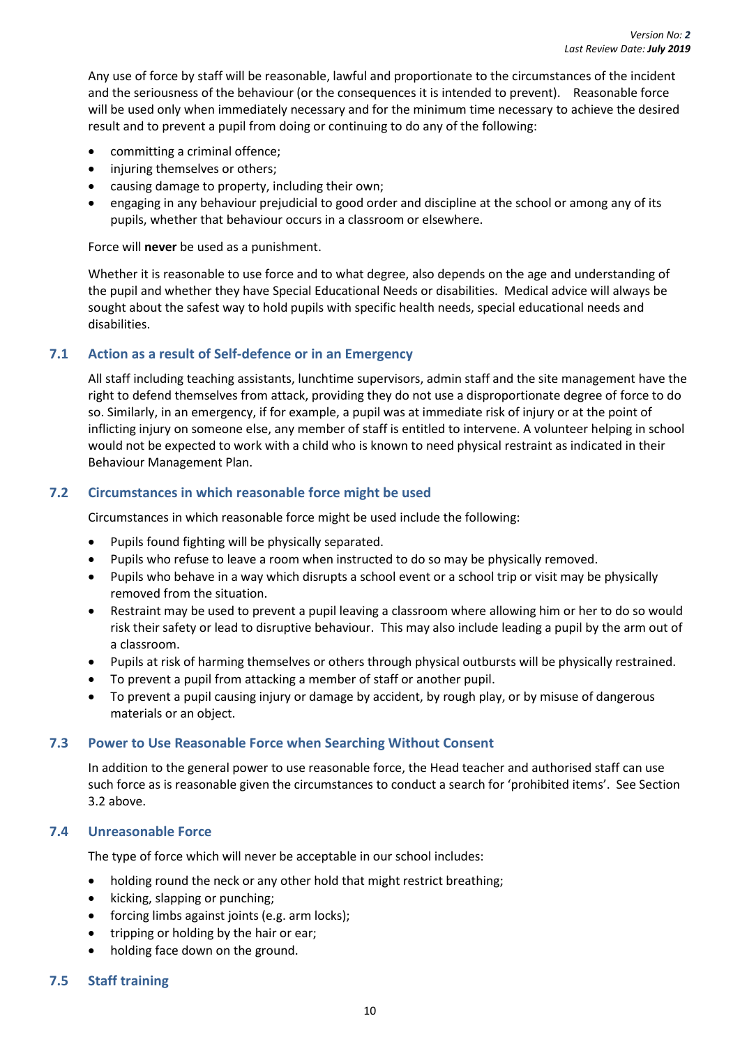Any use of force by staff will be reasonable, lawful and proportionate to the circumstances of the incident and the seriousness of the behaviour (or the consequences it is intended to prevent). Reasonable force will be used only when immediately necessary and for the minimum time necessary to achieve the desired result and to prevent a pupil from doing or continuing to do any of the following:

- committing a criminal offence;
- injuring themselves or others;
- causing damage to property, including their own;
- engaging in any behaviour prejudicial to good order and discipline at the school or among any of its pupils, whether that behaviour occurs in a classroom or elsewhere.

Force will **never** be used as a punishment.

Whether it is reasonable to use force and to what degree, also depends on the age and understanding of the pupil and whether they have Special Educational Needs or disabilities. Medical advice will always be sought about the safest way to hold pupils with specific health needs, special educational needs and disabilities.

### 7.1 Action as a result of Self-defence or in an Emergency

All staff including teaching assistants, lunchtime supervisors, admin staff and the site management have the right to defend themselves from attack, providing they do not use a disproportionate degree of force to do so. Similarly, in an emergency, if for example, a pupil was at immediate risk of injury or at the point of inflicting injury on someone else, any member of staff is entitled to intervene. A volunteer helping in school would not be expected to work with a child who is known to need physical restraint as indicated in their Behaviour Management Plan.

### 7.2 Circumstances in which reasonable force might be used

Circumstances in which reasonable force might be used include the following:

- Pupils found fighting will be physically separated.
- Pupils who refuse to leave a room when instructed to do so may be physically removed.
- Pupils who behave in a way which disrupts a school event or a school trip or visit may be physically removed from the situation.
- Restraint may be used to prevent a pupil leaving a classroom where allowing him or her to do so would risk their safety or lead to disruptive behaviour. This may also include leading a pupil by the arm out of a classroom.
- Pupils at risk of harming themselves or others through physical outbursts will be physically restrained.
- To prevent a pupil from attacking a member of staff or another pupil.
- To prevent a pupil causing injury or damage by accident, by rough play, or by misuse of dangerous materials or an object.

### 7.3 Power to Use Reasonable Force when Searching Without Consent

In addition to the general power to use reasonable force, the Head teacher and authorised staff can use such force as is reasonable given the circumstances to conduct a search for 'prohibited items'. See Section 3.2 above.

### 7.4 Unreasonable Force

The type of force which will never be acceptable in our school includes:

- holding round the neck or any other hold that might restrict breathing;
- kicking, slapping or punching;
- forcing limbs against joints (e.g. arm locks);
- tripping or holding by the hair or ear;
- holding face down on the ground.

### 7.5 Staff training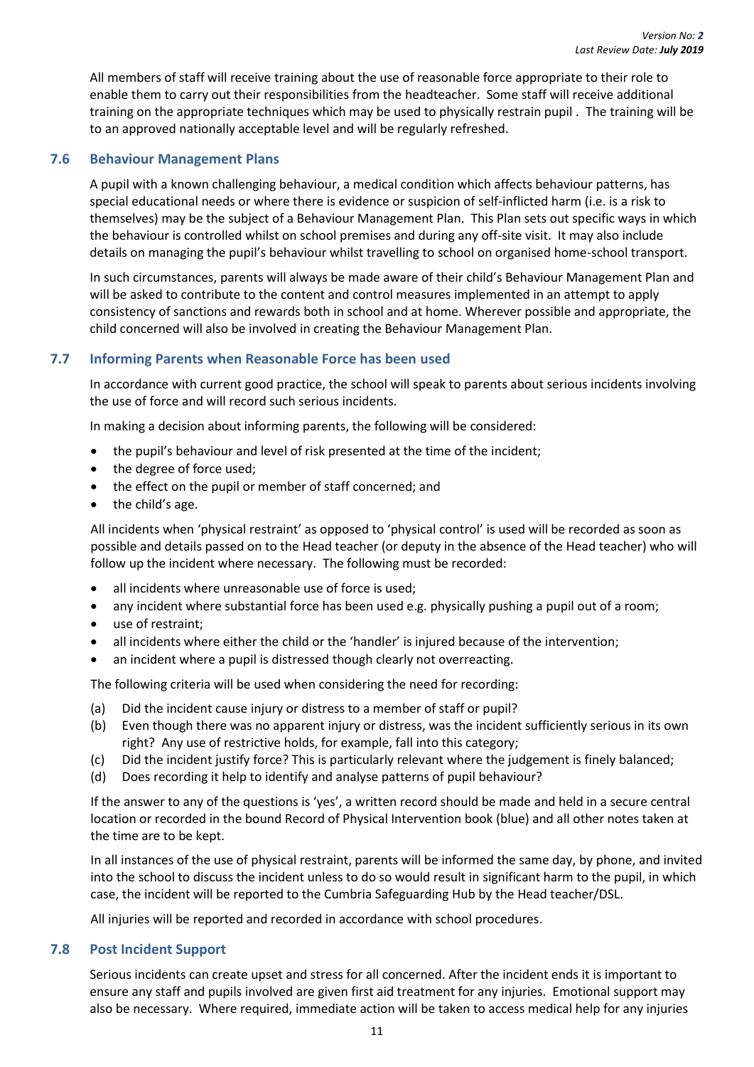All members of staff will receive training about the use of reasonable force appropriate to their role to enable them to carry out their responsibilities from the headteacher. Some staff will receive additional training on the appropriate techniques which may be used to physically restrain pupil . The training will be to an approved nationally acceptable level and will be regularly refreshed.

### 7.6 Behaviour Management Plans

A pupil with a known challenging behaviour, a medical condition which affects behaviour patterns, has special educational needs or where there is evidence or suspicion of self-inflicted harm (i.e. is a risk to themselves) may be the subject of a Behaviour Management Plan. This Plan sets out specific ways in which the behaviour is controlled whilst on school premises and during any off-site visit. It may also include details on managing the pupil's behaviour whilst travelling to school on organised home-school transport.

In such circumstances, parents will always be made aware of their child's Behaviour Management Plan and will be asked to contribute to the content and control measures implemented in an attempt to apply consistency of sanctions and rewards both in school and at home. Wherever possible and appropriate, the child concerned will also be involved in creating the Behaviour Management Plan.

### 7.7 Informing Parents when Reasonable Force has been used

In accordance with current good practice, the school will speak to parents about serious incidents involving the use of force and will record such serious incidents.

In making a decision about informing parents, the following will be considered:

- the pupil's behaviour and level of risk presented at the time of the incident;
- the degree of force used;
- the effect on the pupil or member of staff concerned; and
- the child's age.

All incidents when 'physical restraint' as opposed to 'physical control' is used will be recorded as soon as possible and details passed on to the Head teacher (or deputy in the absence of the Head teacher) who will follow up the incident where necessary. The following must be recorded:

- all incidents where unreasonable use of force is used;
- any incident where substantial force has been used e.g. physically pushing a pupil out of a room;
- use of restraint;
- all incidents where either the child or the 'handler' is injured because of the intervention;
- an incident where a pupil is distressed though clearly not overreacting.

The following criteria will be used when considering the need for recording:

(a) Did the incident cause injury or distress to a member of staff or pupil?

(b) Even though there was no apparent injury or distress, was the incident sufficiently serious in its own right? Any use of restrictive holds, for example, fall into this category;

(c) Did the incident justify force? This is particularly relevant where the judgement is finely balanced;

(d) Does recording it help to identify and analyse patterns of pupil behaviour?

If the answer to any of the questions is 'yes', a written record should be made and held in a secure central location or recorded in the bound Record of Physical Intervention book (blue) and all other notes taken at the time are to be kept.

In all instances of the use of physical restraint, parents will be informed the same day, by phone, and invited into the school to discuss the incident unless to do so would result in significant harm to the pupil, in which case, the incident will be reported to the Cumbria Safeguarding Hub by the Head teacher/DSL.

All injuries will be reported and recorded in accordance with school procedures.

### 7.8 Post Incident Support

Serious incidents can create upset and stress for all concerned. After the incident ends it is important to ensure any staff and pupils involved are given first aid treatment for any injuries. Emotional support may also be necessary. Where required, immediate action will be taken to access medical help for any injuries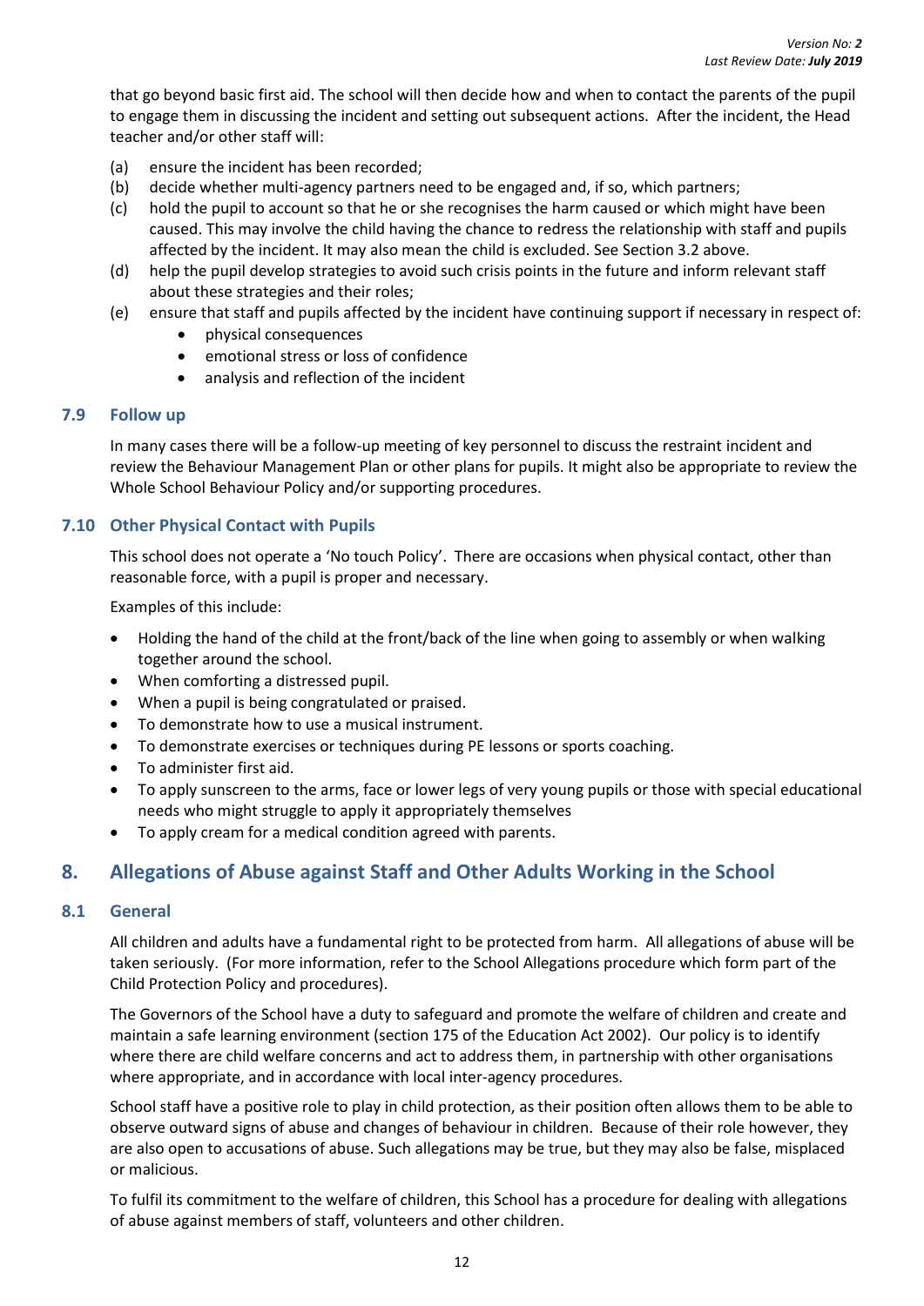that go beyond basic first aid. The school will then decide how and when to contact the parents of the pupil to engage them in discussing the incident and setting out subsequent actions. After the incident, the Head teacher and/or other staff will:

(a) ensure the incident has been recorded;

(b) decide whether multi-agency partners need to be engaged and, if so, which partners;

(c) hold the pupil to account so that he or she recognises the harm caused or which might have been caused. This may involve the child having the chance to redress the relationship with staff and pupils affected by the incident. It may also mean the child is excluded. See Section 3.2 above.

(d) help the pupil develop strategies to avoid such crisis points in the future and inform relevant staff about these strategies and their roles;

(e) ensure that staff and pupils affected by the incident have continuing support if necessary in respect of:

- physical consequences
- emotional stress or loss of confidence
- analysis and reflection of the incident

### 7.9 Follow up

In many cases there will be a follow-up meeting of key personnel to discuss the restraint incident and review the Behaviour Management Plan or other plans for pupils. It might also be appropriate to review the Whole School Behaviour Policy and/or supporting procedures.

### 7.10 Other Physical Contact with Pupils

This school does not operate a 'No touch Policy'. There are occasions when physical contact, other than reasonable force, with a pupil is proper and necessary.

Examples of this include:

- Holding the hand of the child at the front/back of the line when going to assembly or when walking together around the school.
- When comforting a distressed pupil.
- When a pupil is being congratulated or praised.
- To demonstrate how to use a musical instrument.
- To demonstrate exercises or techniques during PE lessons or sports coaching.
- To administer first aid.
- To apply sunscreen to the arms, face or lower legs of very young pupils or those with special educational needs who might struggle to apply it appropriately themselves
- To apply cream for a medical condition agreed with parents.

## 8. Allegations of Abuse against Staff and Other Adults Working in the School

### 8.1 General

All children and adults have a fundamental right to be protected from harm. All allegations of abuse will be taken seriously. (For more information, refer to the School Allegations procedure which form part of the Child Protection Policy and procedures).

The Governors of the School have a duty to safeguard and promote the welfare of children and create and maintain a safe learning environment (section 175 of the Education Act 2002). Our policy is to identify where there are child welfare concerns and act to address them, in partnership with other organisations where appropriate, and in accordance with local inter-agency procedures.

School staff have a positive role to play in child protection, as their position often allows them to be able to observe outward signs of abuse and changes of behaviour in children. Because of their role however, they are also open to accusations of abuse. Such allegations may be true, but they may also be false, misplaced or malicious.

To fulfil its commitment to the welfare of children, this School has a procedure for dealing with allegations of abuse against members of staff, volunteers and other children.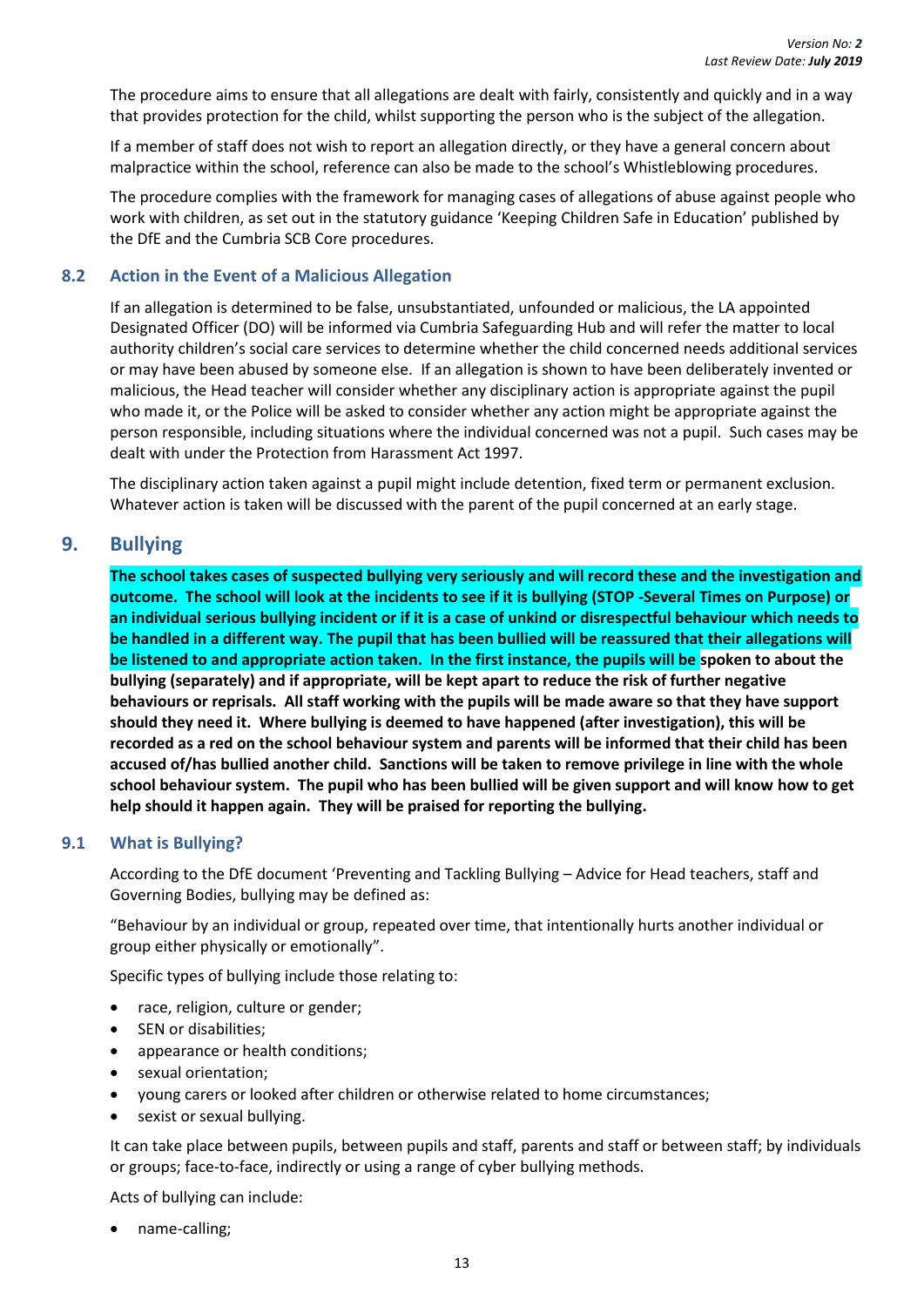The procedure aims to ensure that all allegations are dealt with fairly, consistently and quickly and in a way that provides protection for the child, whilst supporting the person who is the subject of the allegation.

If a member of staff does not wish to report an allegation directly, or they have a general concern about malpractice within the school, reference can also be made to the school's Whistleblowing procedures.

The procedure complies with the framework for managing cases of allegations of abuse against people who work with children, as set out in the statutory guidance 'Keeping Children Safe in Education' published by the DfE and the Cumbria SCB Core procedures.

### 8.2 Action in the Event of a Malicious Allegation

If an allegation is determined to be false, unsubstantiated, unfounded or malicious, the LA appointed Designated Officer (DO) will be informed via Cumbria Safeguarding Hub and will refer the matter to local authority children's social care services to determine whether the child concerned needs additional services or may have been abused by someone else. If an allegation is shown to have been deliberately invented or malicious, the Head teacher will consider whether any disciplinary action is appropriate against the pupil who made it, or the Police will be asked to consider whether any action might be appropriate against the person responsible, including situations where the individual concerned was not a pupil. Such cases may be dealt with under the Protection from Harassment Act 1997.

The disciplinary action taken against a pupil might include detention, fixed term or permanent exclusion. Whatever action is taken will be discussed with the parent of the pupil concerned at an early stage.

## 9. Bullying

**The school takes cases of suspected bullying very seriously and will record these and the investigation and outcome. The school will look at the incidents to see if it is bullying (STOP -Several Times on Purpose) or an individual serious bullying incident or if it is a case of unkind or disrespectful behaviour which needs to be handled in a different way. The pupil that has been bullied will be reassured that their allegations will be listened to and appropriate action taken. In the first instance, the pupils will be spoken to about the bullying (separately) and if appropriate, will be kept apart to reduce the risk of further negative behaviours or reprisals. All staff working with the pupils will be made aware so that they have support should they need it. Where bullying is deemed to have happened (after investigation), this will be recorded as a red on the school behaviour system and parents will be informed that their child has been accused of/has bullied another child. Sanctions will be taken to remove privilege in line with the whole school behaviour system. The pupil who has been bullied will be given support and will know how to get help should it happen again. They will be praised for reporting the bullying.**

### 9.1 What is Bullying?

According to the DfE document 'Preventing and Tackling Bullying – Advice for Head teachers, staff and Governing Bodies, bullying may be defined as:

"Behaviour by an individual or group, repeated over time, that intentionally hurts another individual or group either physically or emotionally".

Specific types of bullying include those relating to:

- race, religion, culture or gender;
- SEN or disabilities;
- appearance or health conditions;
- sexual orientation;
- young carers or looked after children or otherwise related to home circumstances;
- sexist or sexual bullying.

It can take place between pupils, between pupils and staff, parents and staff or between staff; by individuals or groups; face-to-face, indirectly or using a range of cyber bullying methods.

Acts of bullying can include:

- name-calling;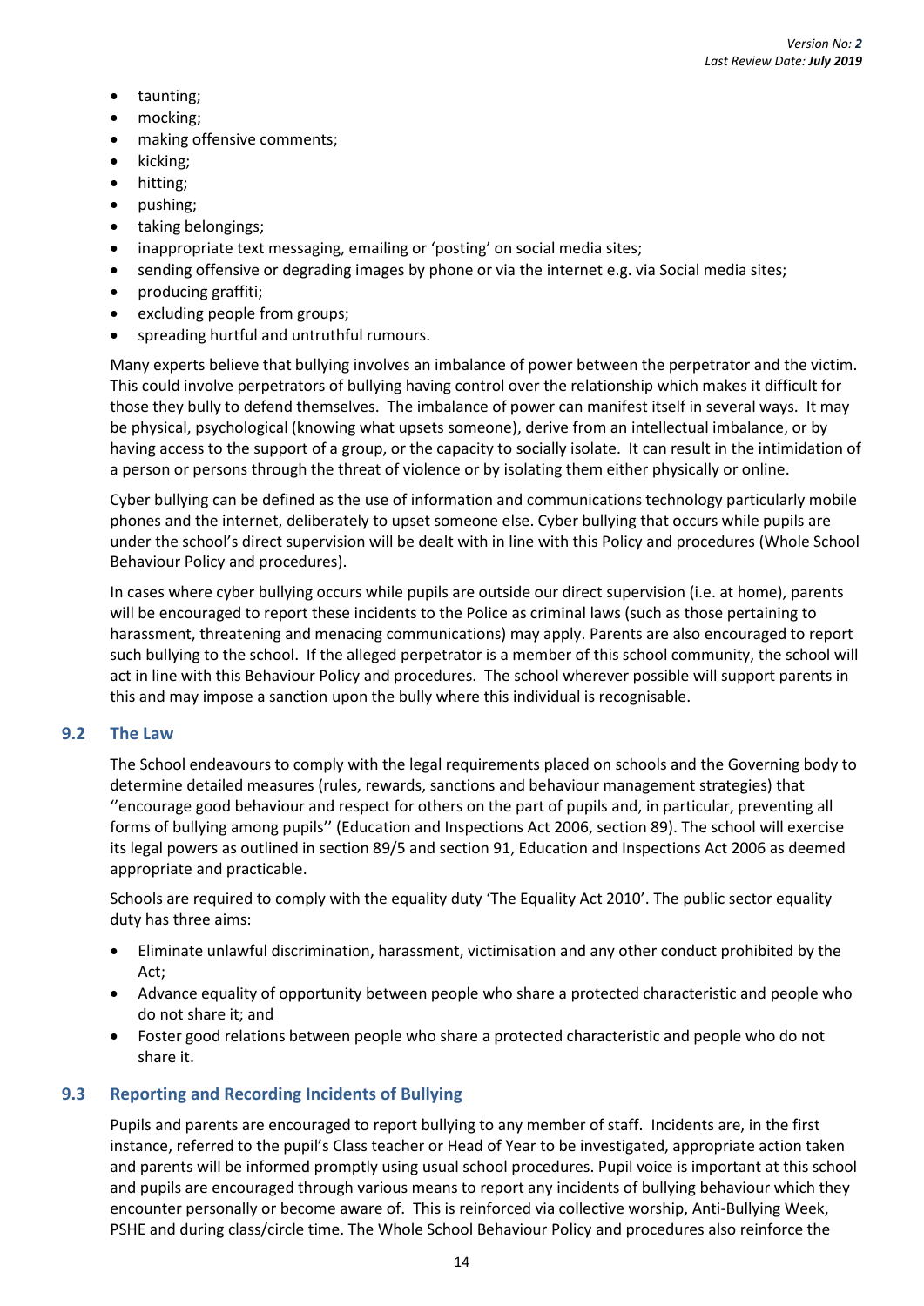- taunting;
- mocking;
- making offensive comments;
- kicking;
- hitting;
- pushing;
- taking belongings;
- inappropriate text messaging, emailing or 'posting' on social media sites;
- sending offensive or degrading images by phone or via the internet e.g. via Social media sites;
- producing graffiti;
- excluding people from groups;
- spreading hurtful and untruthful rumours.

Many experts believe that bullying involves an imbalance of power between the perpetrator and the victim. This could involve perpetrators of bullying having control over the relationship which makes it difficult for those they bully to defend themselves. The imbalance of power can manifest itself in several ways. It may be physical, psychological (knowing what upsets someone), derive from an intellectual imbalance, or by having access to the support of a group, or the capacity to socially isolate. It can result in the intimidation of a person or persons through the threat of violence or by isolating them either physically or online.

Cyber bullying can be defined as the use of information and communications technology particularly mobile phones and the internet, deliberately to upset someone else. Cyber bullying that occurs while pupils are under the school's direct supervision will be dealt with in line with this Policy and procedures (Whole School Behaviour Policy and procedures).

In cases where cyber bullying occurs while pupils are outside our direct supervision (i.e. at home), parents will be encouraged to report these incidents to the Police as criminal laws (such as those pertaining to harassment, threatening and menacing communications) may apply. Parents are also encouraged to report such bullying to the school. If the alleged perpetrator is a member of this school community, the school will act in line with this Behaviour Policy and procedures. The school wherever possible will support parents in this and may impose a sanction upon the bully where this individual is recognisable.

### 9.2 The Law

The School endeavours to comply with the legal requirements placed on schools and the Governing body to determine detailed measures (rules, rewards, sanctions and behaviour management strategies) that ''encourage good behaviour and respect for others on the part of pupils and, in particular, preventing all forms of bullying among pupils'' (Education and Inspections Act 2006, section 89). The school will exercise its legal powers as outlined in section 89/5 and section 91, Education and Inspections Act 2006 as deemed appropriate and practicable.

Schools are required to comply with the equality duty 'The Equality Act 2010'. The public sector equality duty has three aims:

- Eliminate unlawful discrimination, harassment, victimisation and any other conduct prohibited by the Act;
- Advance equality of opportunity between people who share a protected characteristic and people who do not share it; and
- Foster good relations between people who share a protected characteristic and people who do not share it.

### 9.3 Reporting and Recording Incidents of Bullying

Pupils and parents are encouraged to report bullying to any member of staff. Incidents are, in the first instance, referred to the pupil's Class teacher or Head of Year to be investigated, appropriate action taken and parents will be informed promptly using usual school procedures. Pupil voice is important at this school and pupils are encouraged through various means to report any incidents of bullying behaviour which they encounter personally or become aware of. This is reinforced via collective worship, Anti-Bullying Week, PSHE and during class/circle time. The Whole School Behaviour Policy and procedures also reinforce the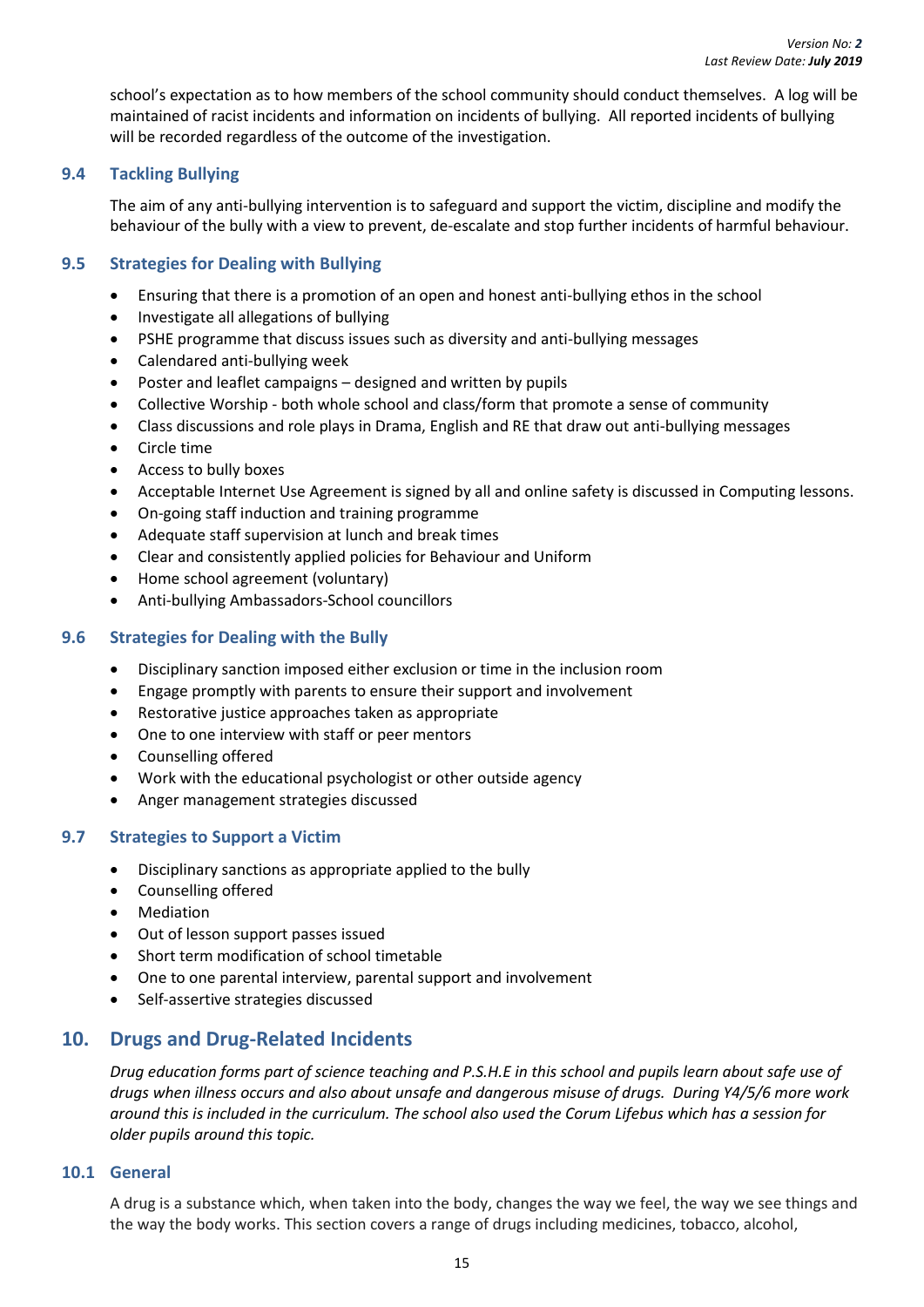school's expectation as to how members of the school community should conduct themselves. A log will be maintained of racist incidents and information on incidents of bullying. All reported incidents of bullying will be recorded regardless of the outcome of the investigation.

### 9.4 Tackling Bullying

The aim of any anti-bullying intervention is to safeguard and support the victim, discipline and modify the behaviour of the bully with a view to prevent, de-escalate and stop further incidents of harmful behaviour.

### 9.5 Strategies for Dealing with Bullying

- Ensuring that there is a promotion of an open and honest anti-bullying ethos in the school
- Investigate all allegations of bullying
- PSHE programme that discuss issues such as diversity and anti-bullying messages
- Calendared anti-bullying week
- Poster and leaflet campaigns – designed and written by pupils
- Collective Worship - both whole school and class/form that promote a sense of community
- Class discussions and role plays in Drama, English and RE that draw out anti-bullying messages
- Circle time
- Access to bully boxes
- Acceptable Internet Use Agreement is signed by all and online safety is discussed in Computing lessons.
- On-going staff induction and training programme
- Adequate staff supervision at lunch and break times
- Clear and consistently applied policies for Behaviour and Uniform
- Home school agreement (voluntary)
- Anti-bullying Ambassadors-School councillors

### 9.6 Strategies for Dealing with the Bully

- Disciplinary sanction imposed either exclusion or time in the inclusion room
- Engage promptly with parents to ensure their support and involvement
- Restorative justice approaches taken as appropriate
- One to one interview with staff or peer mentors
- Counselling offered
- Work with the educational psychologist or other outside agency
- Anger management strategies discussed

### 9.7 Strategies to Support a Victim

- Disciplinary sanctions as appropriate applied to the bully
- Counselling offered
- Mediation
- Out of lesson support passes issued
- Short term modification of school timetable
- One to one parental interview, parental support and involvement
- Self-assertive strategies discussed

## 10. Drugs and Drug-Related Incidents

*Drug education forms part of science teaching and P.S.H.E in this school and pupils learn about safe use of drugs when illness occurs and also about unsafe and dangerous misuse of drugs. During Y4/5/6 more work around this is included in the curriculum. The school also used the Corum Lifebus which has a session for older pupils around this topic.*

### 10.1 General

A drug is a substance which, when taken into the body, changes the way we feel, the way we see things and the way the body works. This section covers a range of drugs including medicines, tobacco, alcohol,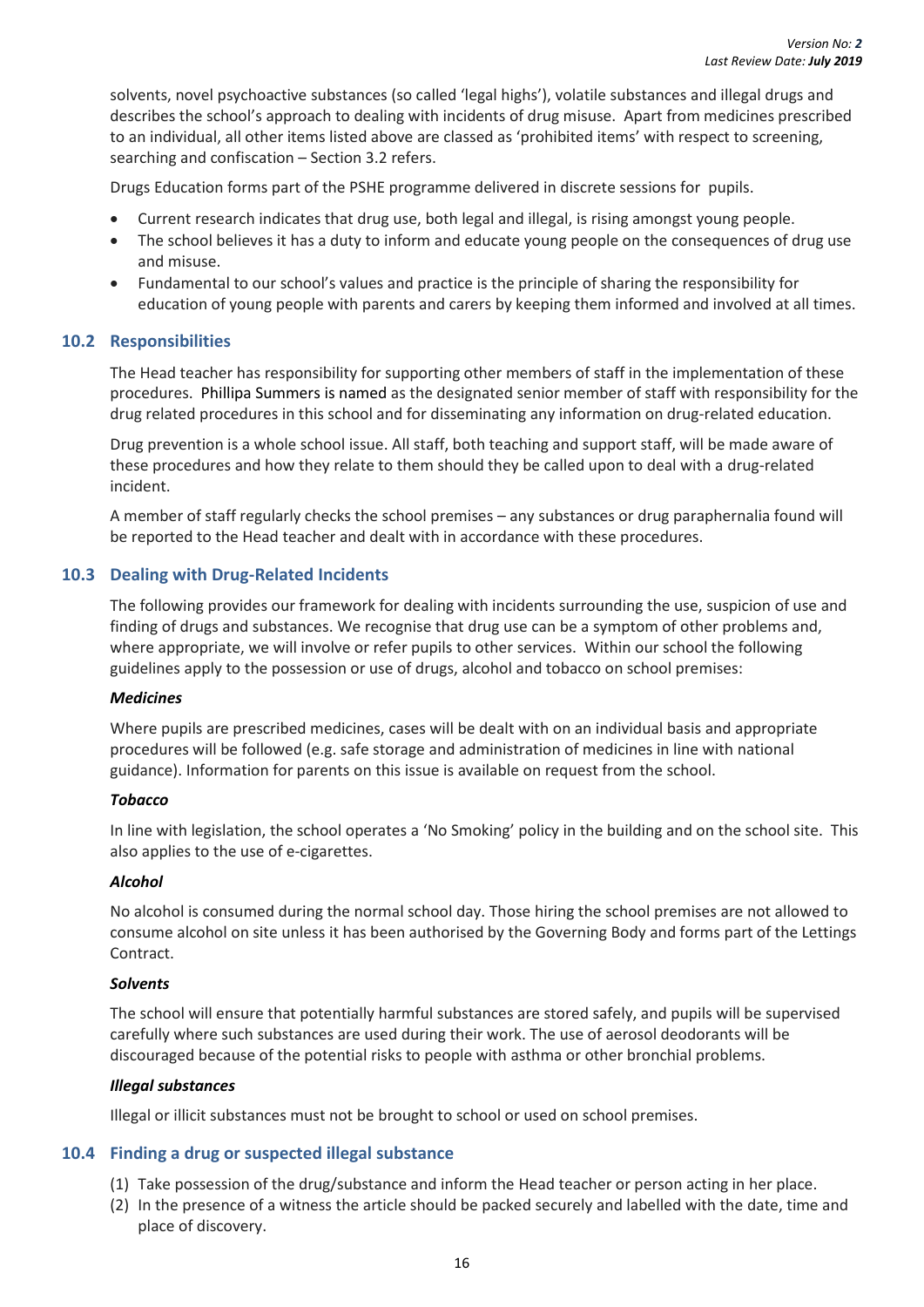solvents, novel psychoactive substances (so called 'legal highs'), volatile substances and illegal drugs and describes the school's approach to dealing with incidents of drug misuse. Apart from medicines prescribed to an individual, all other items listed above are classed as 'prohibited items' with respect to screening, searching and confiscation – Section 3.2 refers.

Drugs Education forms part of the PSHE programme delivered in discrete sessions for pupils.

- Current research indicates that drug use, both legal and illegal, is rising amongst young people.
- The school believes it has a duty to inform and educate young people on the consequences of drug use and misuse.
- Fundamental to our school's values and practice is the principle of sharing the responsibility for education of young people with parents and carers by keeping them informed and involved at all times.

## 10.2 Responsibilities

The Head teacher has responsibility for supporting other members of staff in the implementation of these procedures. Phillipa Summers is named as the designated senior member of staff with responsibility for the drug related procedures in this school and for disseminating any information on drug-related education.

Drug prevention is a whole school issue. All staff, both teaching and support staff, will be made aware of these procedures and how they relate to them should they be called upon to deal with a drug-related incident.

A member of staff regularly checks the school premises – any substances or drug paraphernalia found will be reported to the Head teacher and dealt with in accordance with these procedures.

## 10.3 Dealing with Drug-Related Incidents

The following provides our framework for dealing with incidents surrounding the use, suspicion of use and finding of drugs and substances. We recognise that drug use can be a symptom of other problems and, where appropriate, we will involve or refer pupils to other services. Within our school the following guidelines apply to the possession or use of drugs, alcohol and tobacco on school premises:

***Medicines***

Where pupils are prescribed medicines, cases will be dealt with on an individual basis and appropriate procedures will be followed (e.g. safe storage and administration of medicines in line with national guidance). Information for parents on this issue is available on request from the school.

***Tobacco***

In line with legislation, the school operates a 'No Smoking' policy in the building and on the school site. This also applies to the use of e-cigarettes.

***Alcohol***

No alcohol is consumed during the normal school day. Those hiring the school premises are not allowed to consume alcohol on site unless it has been authorised by the Governing Body and forms part of the Lettings Contract.

***Solvents***

The school will ensure that potentially harmful substances are stored safely, and pupils will be supervised carefully where such substances are used during their work. The use of aerosol deodorants will be discouraged because of the potential risks to people with asthma or other bronchial problems.

***Illegal substances***

Illegal or illicit substances must not be brought to school or used on school premises.

## 10.4 Finding a drug or suspected illegal substance

(1) Take possession of the drug/substance and inform the Head teacher or person acting in her place.
(2) In the presence of a witness the article should be packed securely and labelled with the date, time and place of discovery.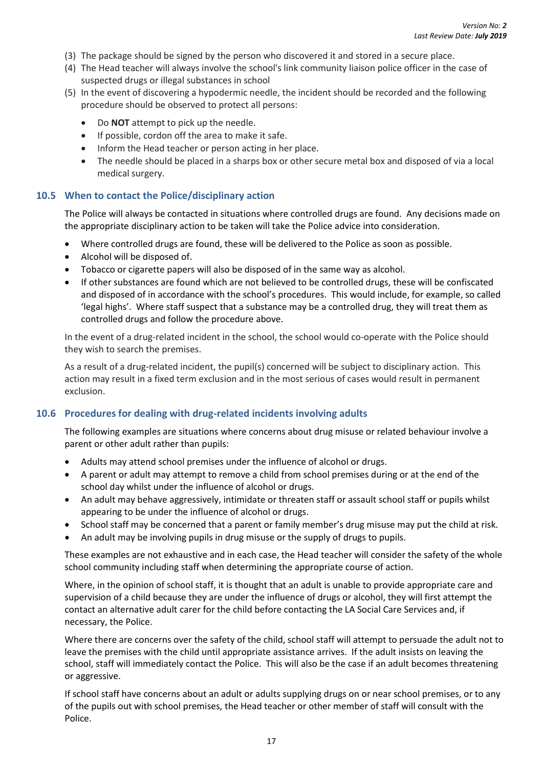(3) The package should be signed by the person who discovered it and stored in a secure place.

(4) The Head teacher will always involve the school's link community liaison police officer in the case of suspected drugs or illegal substances in school

(5) In the event of discovering a hypodermic needle, the incident should be recorded and the following procedure should be observed to protect all persons:

- Do **NOT** attempt to pick up the needle.
- If possible, cordon off the area to make it safe.
- Inform the Head teacher or person acting in her place.
- The needle should be placed in a sharps box or other secure metal box and disposed of via a local medical surgery.

### 10.5 When to contact the Police/disciplinary action

The Police will always be contacted in situations where controlled drugs are found. Any decisions made on the appropriate disciplinary action to be taken will take the Police advice into consideration.

- Where controlled drugs are found, these will be delivered to the Police as soon as possible.
- Alcohol will be disposed of.
- Tobacco or cigarette papers will also be disposed of in the same way as alcohol.
- If other substances are found which are not believed to be controlled drugs, these will be confiscated and disposed of in accordance with the school's procedures. This would include, for example, so called 'legal highs'. Where staff suspect that a substance may be a controlled drug, they will treat them as controlled drugs and follow the procedure above.

In the event of a drug-related incident in the school, the school would co-operate with the Police should they wish to search the premises.

As a result of a drug-related incident, the pupil(s) concerned will be subject to disciplinary action. This action may result in a fixed term exclusion and in the most serious of cases would result in permanent exclusion.

### 10.6 Procedures for dealing with drug-related incidents involving adults

The following examples are situations where concerns about drug misuse or related behaviour involve a parent or other adult rather than pupils:

- Adults may attend school premises under the influence of alcohol or drugs.
- A parent or adult may attempt to remove a child from school premises during or at the end of the school day whilst under the influence of alcohol or drugs.
- An adult may behave aggressively, intimidate or threaten staff or assault school staff or pupils whilst appearing to be under the influence of alcohol or drugs.
- School staff may be concerned that a parent or family member's drug misuse may put the child at risk.
- An adult may be involving pupils in drug misuse or the supply of drugs to pupils.

These examples are not exhaustive and in each case, the Head teacher will consider the safety of the whole school community including staff when determining the appropriate course of action.

Where, in the opinion of school staff, it is thought that an adult is unable to provide appropriate care and supervision of a child because they are under the influence of drugs or alcohol, they will first attempt the contact an alternative adult carer for the child before contacting the LA Social Care Services and, if necessary, the Police.

Where there are concerns over the safety of the child, school staff will attempt to persuade the adult not to leave the premises with the child until appropriate assistance arrives. If the adult insists on leaving the school, staff will immediately contact the Police. This will also be the case if an adult becomes threatening or aggressive.

If school staff have concerns about an adult or adults supplying drugs on or near school premises, or to any of the pupils out with school premises, the Head teacher or other member of staff will consult with the Police.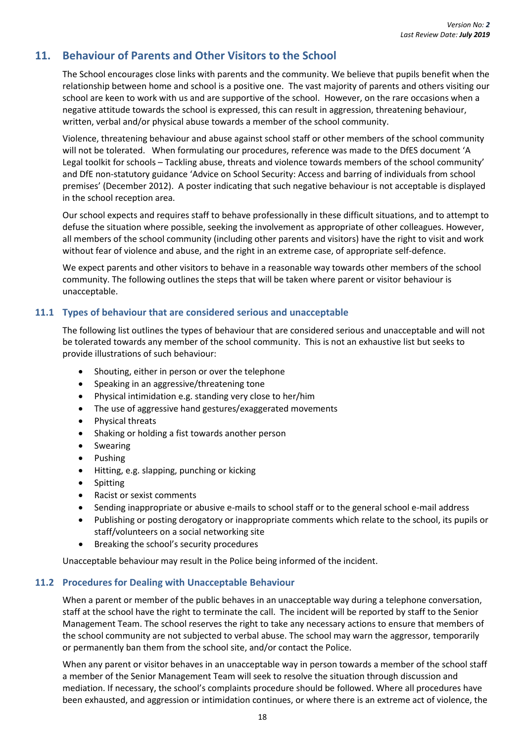## 11. Behaviour of Parents and Other Visitors to the School

The School encourages close links with parents and the community. We believe that pupils benefit when the relationship between home and school is a positive one. The vast majority of parents and others visiting our school are keen to work with us and are supportive of the school. However, on the rare occasions when a negative attitude towards the school is expressed, this can result in aggression, threatening behaviour, written, verbal and/or physical abuse towards a member of the school community.

Violence, threatening behaviour and abuse against school staff or other members of the school community will not be tolerated. When formulating our procedures, reference was made to the DfES document 'A Legal toolkit for schools – Tackling abuse, threats and violence towards members of the school community' and DfE non-statutory guidance 'Advice on School Security: Access and barring of individuals from school premises' (December 2012). A poster indicating that such negative behaviour is not acceptable is displayed in the school reception area.

Our school expects and requires staff to behave professionally in these difficult situations, and to attempt to defuse the situation where possible, seeking the involvement as appropriate of other colleagues. However, all members of the school community (including other parents and visitors) have the right to visit and work without fear of violence and abuse, and the right in an extreme case, of appropriate self-defence.

We expect parents and other visitors to behave in a reasonable way towards other members of the school community. The following outlines the steps that will be taken where parent or visitor behaviour is unacceptable.

### 11.1 Types of behaviour that are considered serious and unacceptable

The following list outlines the types of behaviour that are considered serious and unacceptable and will not be tolerated towards any member of the school community. This is not an exhaustive list but seeks to provide illustrations of such behaviour:

- Shouting, either in person or over the telephone
- Speaking in an aggressive/threatening tone
- Physical intimidation e.g. standing very close to her/him
- The use of aggressive hand gestures/exaggerated movements
- Physical threats
- Shaking or holding a fist towards another person
- Swearing
- Pushing
- Hitting, e.g. slapping, punching or kicking
- Spitting
- Racist or sexist comments
- Sending inappropriate or abusive e-mails to school staff or to the general school e-mail address
- Publishing or posting derogatory or inappropriate comments which relate to the school, its pupils or staff/volunteers on a social networking site
- Breaking the school's security procedures

Unacceptable behaviour may result in the Police being informed of the incident.

### 11.2 Procedures for Dealing with Unacceptable Behaviour

When a parent or member of the public behaves in an unacceptable way during a telephone conversation, staff at the school have the right to terminate the call. The incident will be reported by staff to the Senior Management Team. The school reserves the right to take any necessary actions to ensure that members of the school community are not subjected to verbal abuse. The school may warn the aggressor, temporarily or permanently ban them from the school site, and/or contact the Police.

When any parent or visitor behaves in an unacceptable way in person towards a member of the school staff a member of the Senior Management Team will seek to resolve the situation through discussion and mediation. If necessary, the school's complaints procedure should be followed. Where all procedures have been exhausted, and aggression or intimidation continues, or where there is an extreme act of violence, the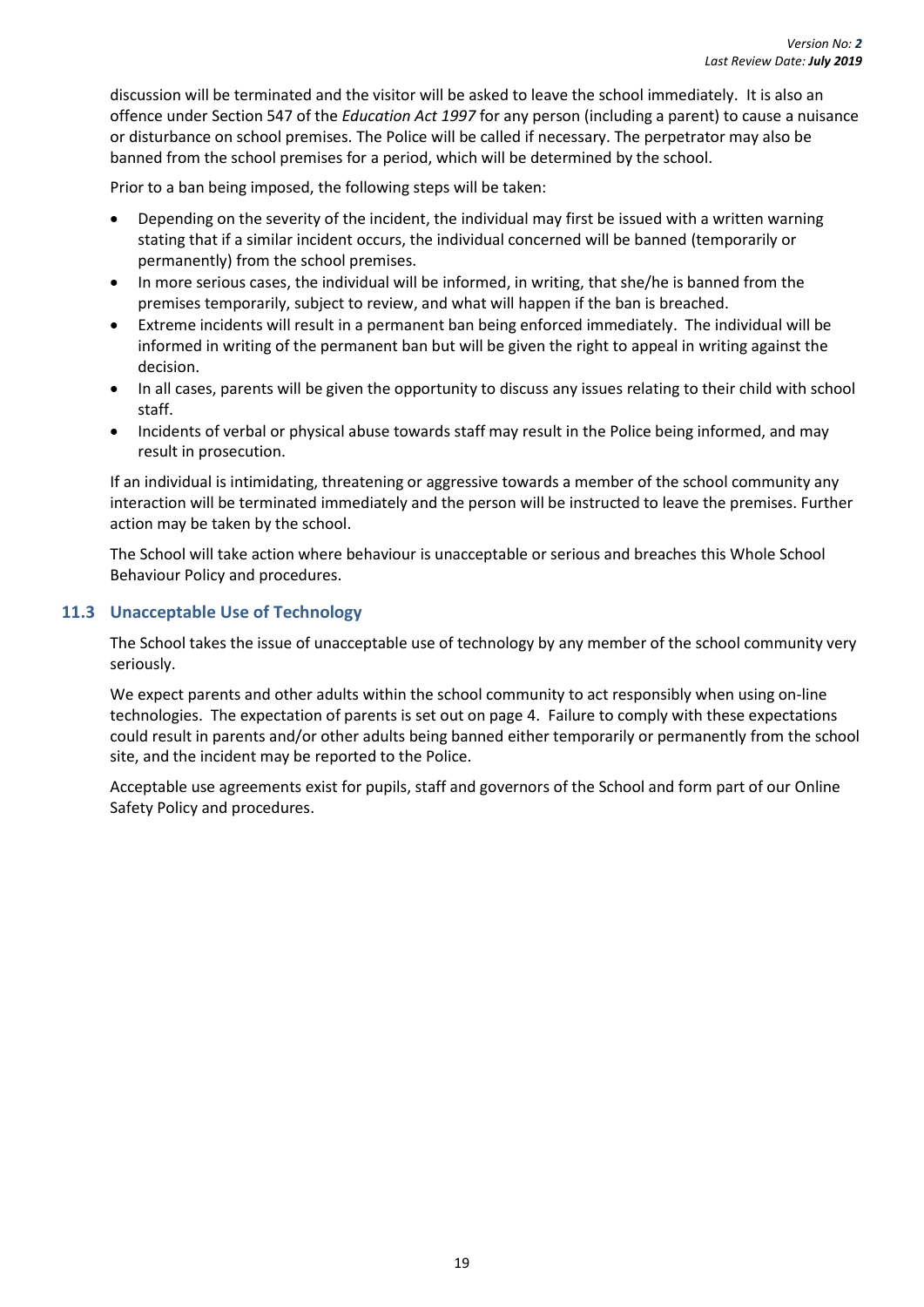discussion will be terminated and the visitor will be asked to leave the school immediately. It is also an offence under Section 547 of the *Education Act 1997* for any person (including a parent) to cause a nuisance or disturbance on school premises. The Police will be called if necessary. The perpetrator may also be banned from the school premises for a period, which will be determined by the school.

Prior to a ban being imposed, the following steps will be taken:

- Depending on the severity of the incident, the individual may first be issued with a written warning stating that if a similar incident occurs, the individual concerned will be banned (temporarily or permanently) from the school premises.
- In more serious cases, the individual will be informed, in writing, that she/he is banned from the premises temporarily, subject to review, and what will happen if the ban is breached.
- Extreme incidents will result in a permanent ban being enforced immediately. The individual will be informed in writing of the permanent ban but will be given the right to appeal in writing against the decision.
- In all cases, parents will be given the opportunity to discuss any issues relating to their child with school staff.
- Incidents of verbal or physical abuse towards staff may result in the Police being informed, and may result in prosecution.

If an individual is intimidating, threatening or aggressive towards a member of the school community any interaction will be terminated immediately and the person will be instructed to leave the premises. Further action may be taken by the school.

The School will take action where behaviour is unacceptable or serious and breaches this Whole School Behaviour Policy and procedures.

### 11.3 Unacceptable Use of Technology

The School takes the issue of unacceptable use of technology by any member of the school community very seriously.

We expect parents and other adults within the school community to act responsibly when using on-line technologies. The expectation of parents is set out on page 4. Failure to comply with these expectations could result in parents and/or other adults being banned either temporarily or permanently from the school site, and the incident may be reported to the Police.

Acceptable use agreements exist for pupils, staff and governors of the School and form part of our Online Safety Policy and procedures.